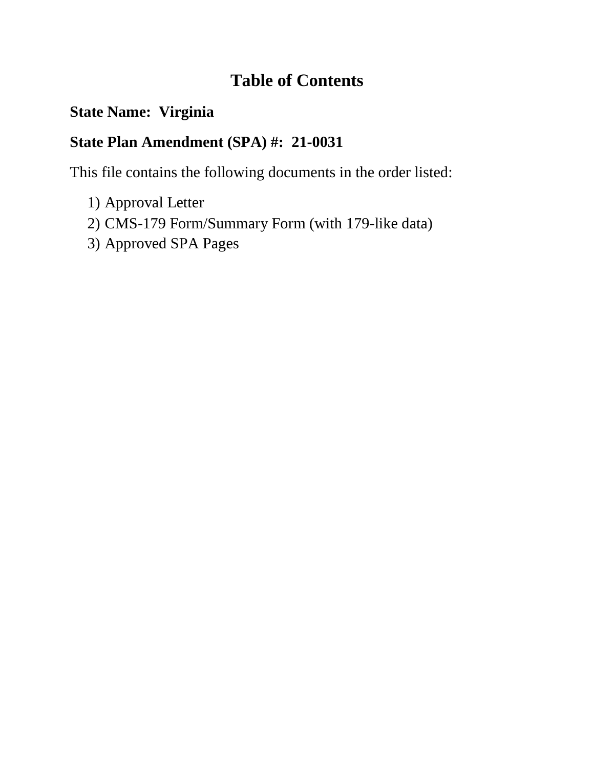# Table of Contents

**State Name: Virginia**

**State Plan Amendment (SPA) #: 21-0031**

This file contains the following documents in the order listed:

1) Approval Letter
2) CMS-179 Form/Summary Form (with 179-like data)
3) Approved SPA Pages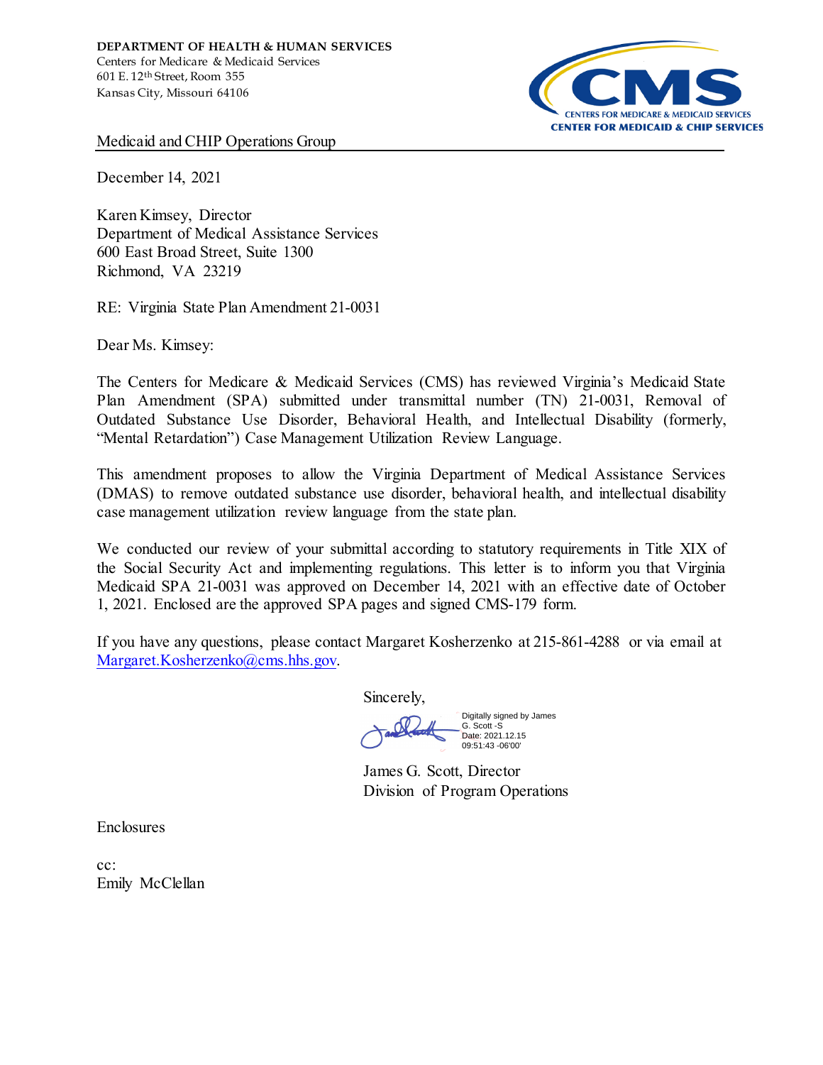**DEPARTMENT OF HEALTH & HUMAN SERVICES**
Centers for Medicare & Medicaid Services
601 E. 12th Street, Room 355
Kansas City, Missouri 64106

CMS
CENTERS FOR MEDICARE & MEDICAID SERVICES
CENTER FOR MEDICAID & CHIP SERVICES

Medicaid and CHIP Operations Group

December 14, 2021

Karen Kimsey, Director
Department of Medical Assistance Services
600 East Broad Street, Suite 1300
Richmond, VA 23219

RE: Virginia State Plan Amendment 21-0031

Dear Ms. Kimsey:

The Centers for Medicare & Medicaid Services (CMS) has reviewed Virginia's Medicaid State Plan Amendment (SPA) submitted under transmittal number (TN) 21-0031, Removal of Outdated Substance Use Disorder, Behavioral Health, and Intellectual Disability (formerly, "Mental Retardation") Case Management Utilization Review Language.

This amendment proposes to allow the Virginia Department of Medical Assistance Services (DMAS) to remove outdated substance use disorder, behavioral health, and intellectual disability case management utilization review language from the state plan.

We conducted our review of your submittal according to statutory requirements in Title XIX of the Social Security Act and implementing regulations. This letter is to inform you that Virginia Medicaid SPA 21-0031 was approved on December 14, 2021 with an effective date of October 1, 2021. Enclosed are the approved SPA pages and signed CMS-179 form.

If you have any questions, please contact Margaret Kosherzenko at 215-861-4288 or via email at Margaret.Kosherzenko@cms.hhs.gov.

Sincerely,

Digitally signed by James G. Scott -S
Date: 2021.12.15 09:51:43 -06'00'

James G. Scott, Director
Division of Program Operations

Enclosures

cc:
Emily McClellan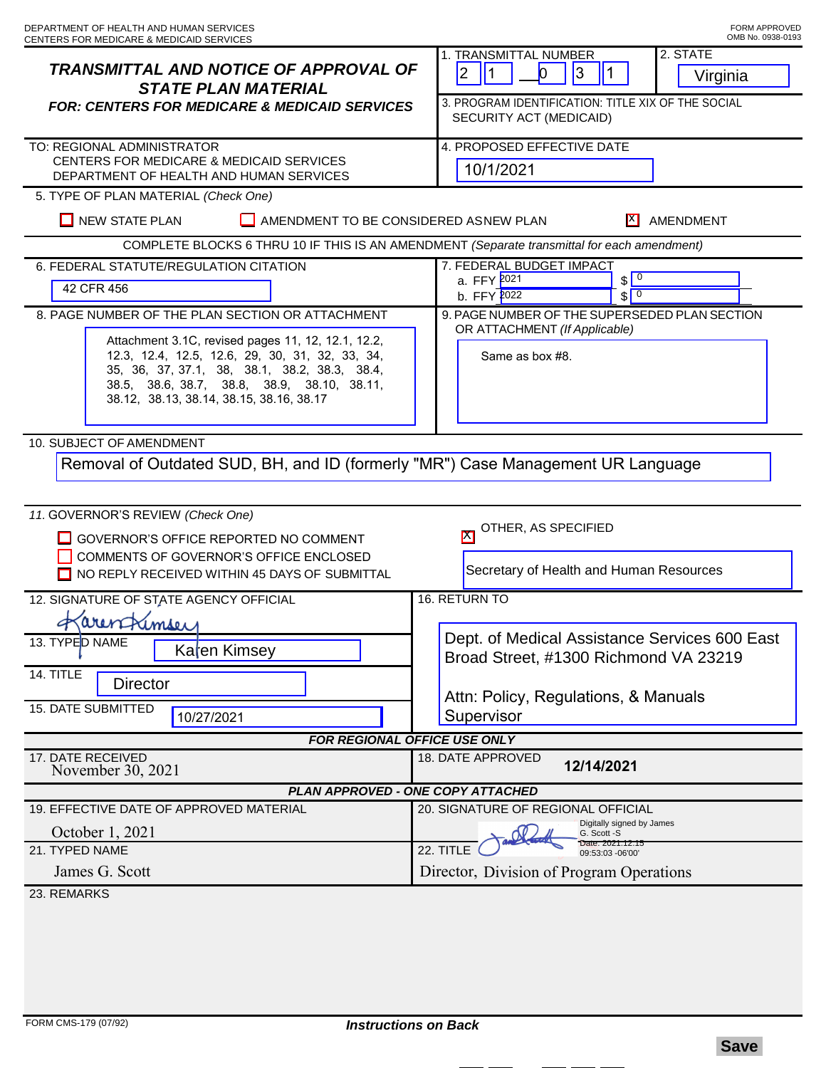DEPARTMENT OF HEALTH AND HUMAN SERVICES
CENTERS FOR MEDICARE & MEDICAID SERVICES

FORM APPROVED
OMB No. 0938-0193

# TRANSMITTAL AND NOTICE OF APPROVAL OF STATE PLAN MATERIAL

**FOR: CENTERS FOR MEDICARE & MEDICAID SERVICES**

1. TRANSMITTAL NUMBER: 2 1 — 0 3 1

2. STATE: Virginia

3. PROGRAM IDENTIFICATION: TITLE XIX OF THE SOCIAL SECURITY ACT (MEDICAID)

TO: REGIONAL ADMINISTRATOR
CENTERS FOR MEDICARE & MEDICAID SERVICES
DEPARTMENT OF HEALTH AND HUMAN SERVICES

4. PROPOSED EFFECTIVE DATE: 10/1/2021

5. TYPE OF PLAN MATERIAL *(Check One)*

- [ ] NEW STATE PLAN
- [ ] AMENDMENT TO BE CONSIDERED AS NEW PLAN
- [x] AMENDMENT

COMPLETE BLOCKS 6 THRU 10 IF THIS IS AN AMENDMENT *(Separate transmittal for each amendment)*

6. FEDERAL STATUTE/REGULATION CITATION: 42 CFR 456

7. FEDERAL BUDGET IMPACT
   a. FFY 2021 $ 0
   b. FFY 2022 $ 0

8. PAGE NUMBER OF THE PLAN SECTION OR ATTACHMENT: Attachment 3.1C, revised pages 11, 12, 12.1, 12.2, 12.3, 12.4, 12.5, 12.6, 29, 30, 31, 32, 33, 34, 35, 36, 37, 37.1, 38, 38.1, 38.2, 38.3, 38.4, 38.5, 38.6, 38.7, 38.8, 38.9, 38.10, 38.11, 38.12, 38.13, 38.14, 38.15, 38.16, 38.17

9. PAGE NUMBER OF THE SUPERSEDED PLAN SECTION OR ATTACHMENT *(If Applicable)*: Same as box #8.

10. SUBJECT OF AMENDMENT: Removal of Outdated SUD, BH, and ID (formerly "MR") Case Management UR Language

11. GOVERNOR'S REVIEW *(Check One)*

- [ ] GOVERNOR'S OFFICE REPORTED NO COMMENT
- [ ] COMMENTS OF GOVERNOR'S OFFICE ENCLOSED
- [ ] NO REPLY RECEIVED WITHIN 45 DAYS OF SUBMITTAL
- [x] OTHER, AS SPECIFIED: Secretary of Health and Human Resources

12. SIGNATURE OF STATE AGENCY OFFICIAL: Karen Kimsey

13. TYPED NAME: Karen Kimsey

14. TITLE: Director

15. DATE SUBMITTED: 10/27/2021

16. RETURN TO: Dept. of Medical Assistance Services 600 East Broad Street, #1300 Richmond VA 23219

Attn: Policy, Regulations, & Manuals Supervisor

***FOR REGIONAL OFFICE USE ONLY***

17. DATE RECEIVED: November 30, 2021

18. DATE APPROVED: **12/14/2021**

***PLAN APPROVED - ONE COPY ATTACHED***

19. EFFECTIVE DATE OF APPROVED MATERIAL: October 1, 2021

20. SIGNATURE OF REGIONAL OFFICIAL: Digitally signed by James G. Scott -S Date: 2021.12.15 09:53:03 -06'00'

21. TYPED NAME: James G. Scott

22. TITLE: Director, Division of Program Operations

23. REMARKS

FORM CMS-179 (07/92)

***Instructions on Back***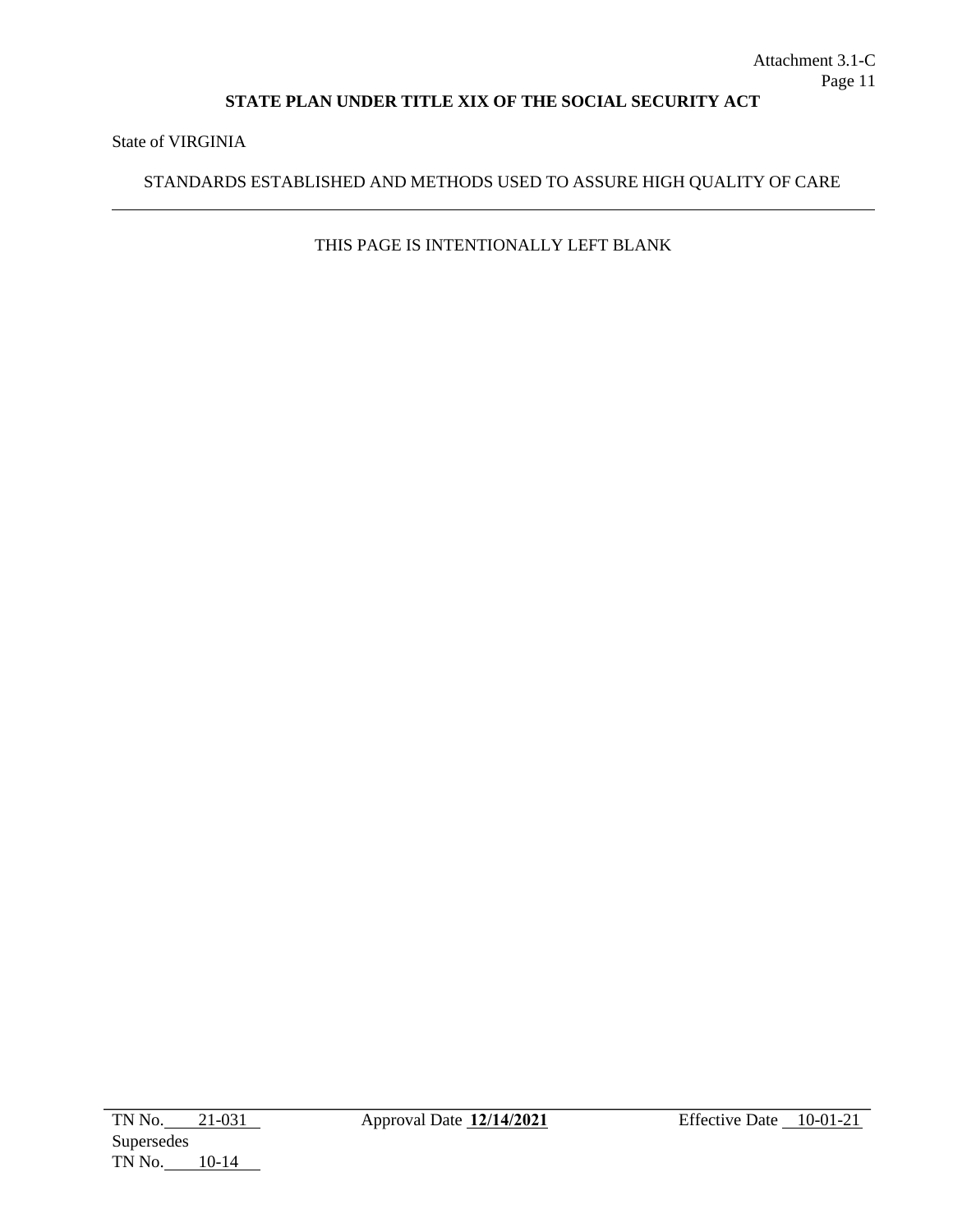Attachment 3.1-C

**STATE PLAN UNDER TITLE XIX OF THE SOCIAL SECURITY ACT**

State of VIRGINIA

STANDARDS ESTABLISHED AND METHODS USED TO ASSURE HIGH QUALITY OF CARE

---

THIS PAGE IS INTENTIONALLY LEFT BLANK

TN No. 21-031 Approval Date **12/14/2021** Effective Date 10-01-21
Supersedes
TN No. 10-14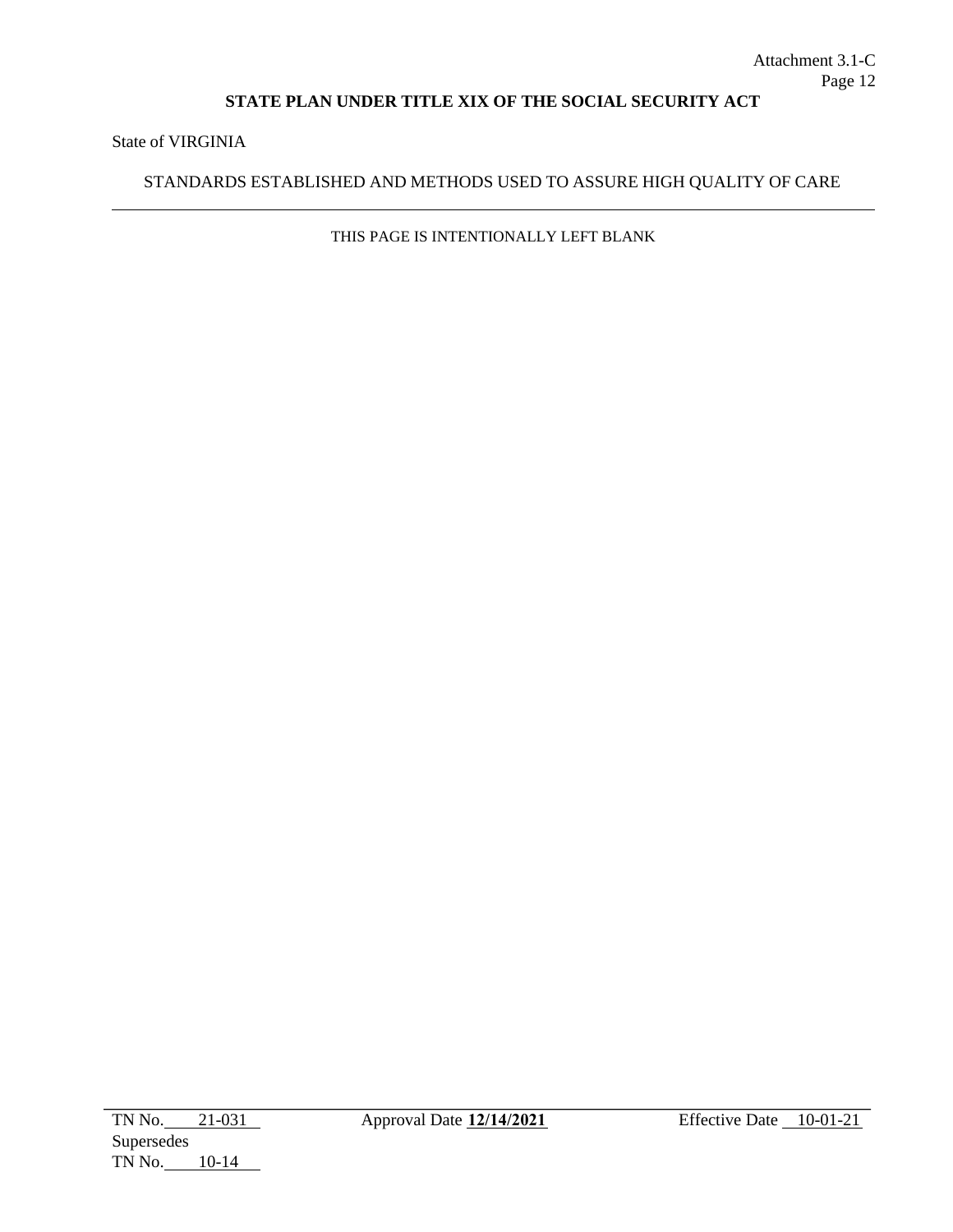STATE PLAN UNDER TITLE XIX OF THE SOCIAL SECURITY ACT

State of VIRGINIA

STANDARDS ESTABLISHED AND METHODS USED TO ASSURE HIGH QUALITY OF CARE

THIS PAGE IS INTENTIONALLY LEFT BLANK

TN No. 21-031 Approval Date **12/14/2021** Effective Date 10-01-21
Supersedes
TN No. 10-14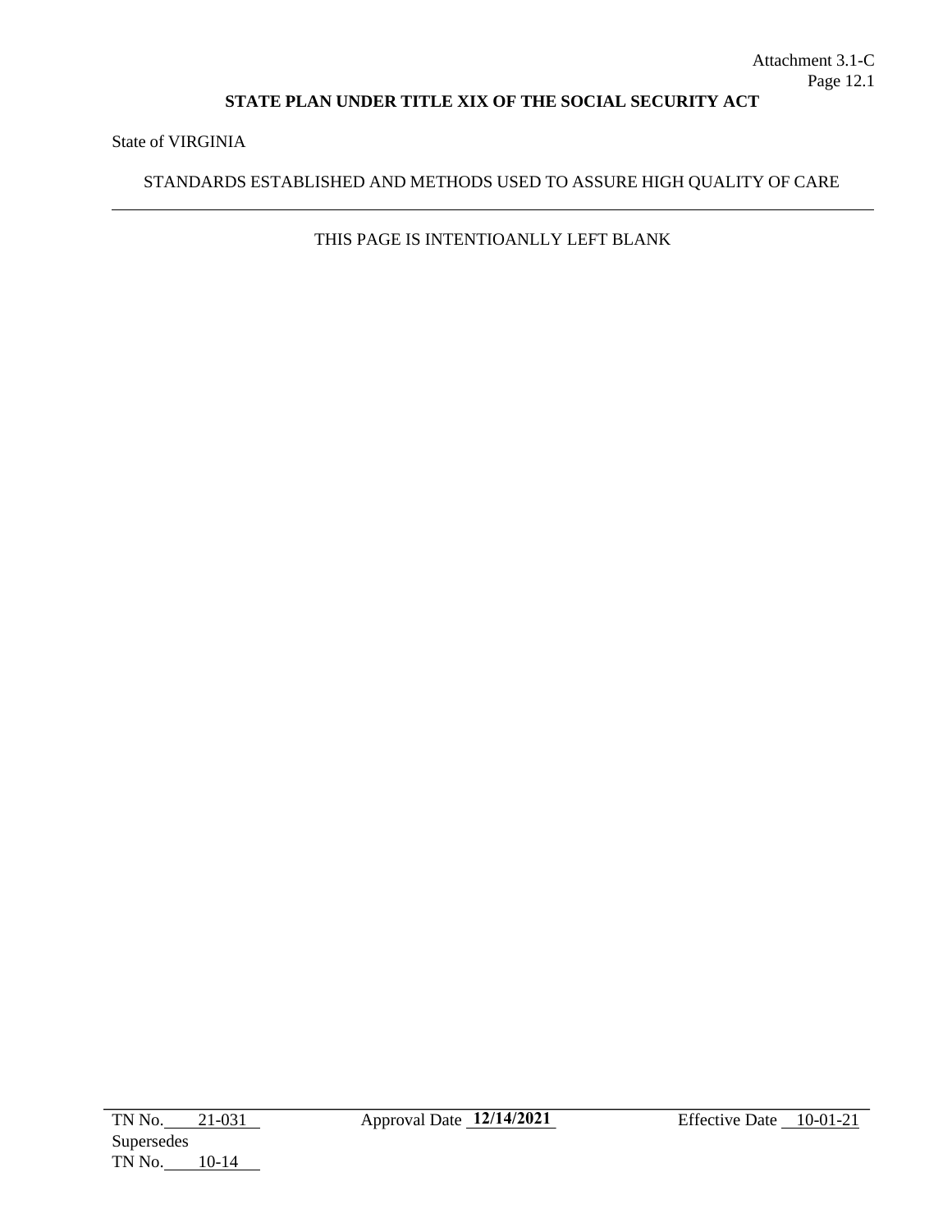Attachment 3.1-C
Page 12.1

**STATE PLAN UNDER TITLE XIX OF THE SOCIAL SECURITY ACT**

State of VIRGINIA

STANDARDS ESTABLISHED AND METHODS USED TO ASSURE HIGH QUALITY OF CARE

---

THIS PAGE IS INTENTIOANLLY LEFT BLANK

| TN No. 21-031 | Approval Date **12/14/2021** | Effective Date 10-01-21 |
|---|---|---|
| Supersedes | | |
| TN No. 10-14 | | |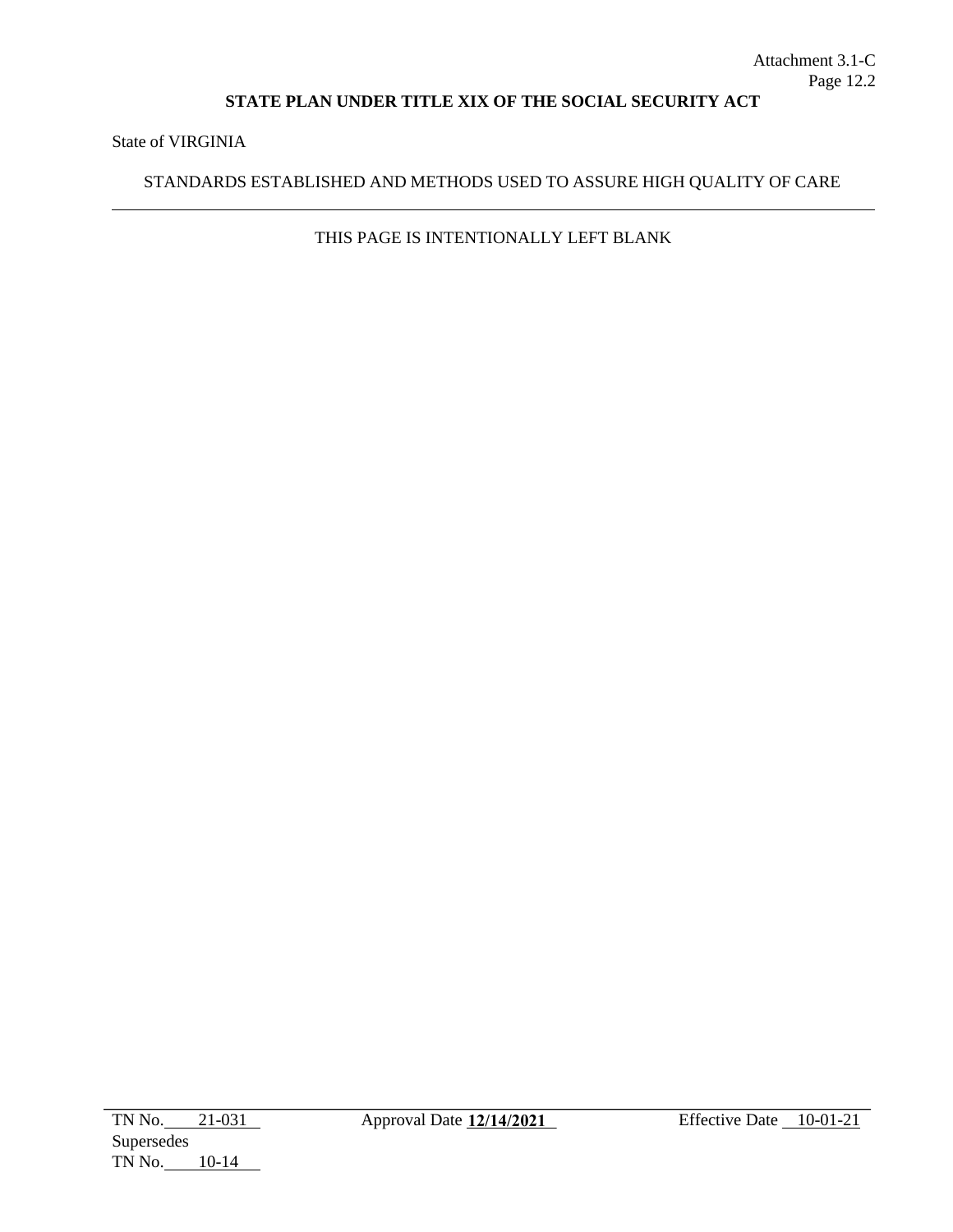Attachment 3.1-C
Page 12.2

**STATE PLAN UNDER TITLE XIX OF THE SOCIAL SECURITY ACT**

State of VIRGINIA

STANDARDS ESTABLISHED AND METHODS USED TO ASSURE HIGH QUALITY OF CARE

---

THIS PAGE IS INTENTIONALLY LEFT BLANK

| | | |
|---|---|---|
| TN No. 21-031 | Approval Date **12/14/2021** | Effective Date 10-01-21 |
| Supersedes | | |
| TN No. 10-14 | | |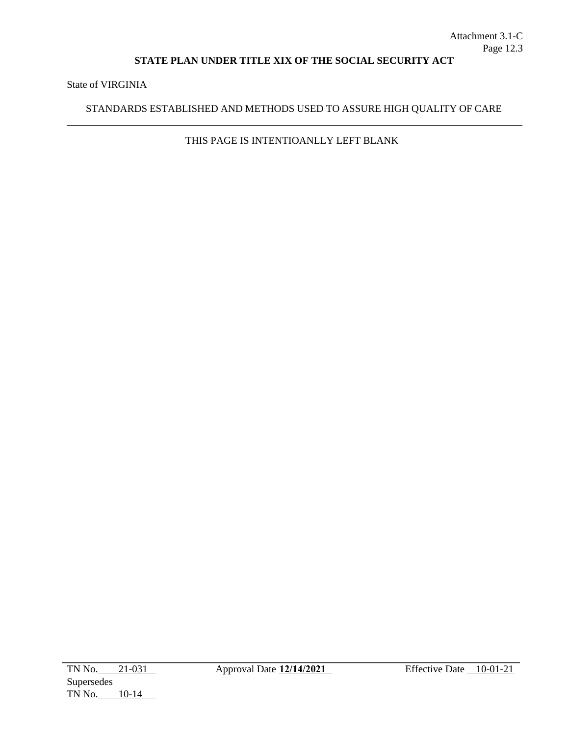**STATE PLAN UNDER TITLE XIX OF THE SOCIAL SECURITY ACT**

State of VIRGINIA

STANDARDS ESTABLISHED AND METHODS USED TO ASSURE HIGH QUALITY OF CARE

---

THIS PAGE IS INTENTIOANLLY LEFT BLANK

| | | |
|---|---|---|
| TN No. 21-031 | Approval Date **12/14/2021** | Effective Date 10-01-21 |
| Supersedes | | |
| TN No. 10-14 | | |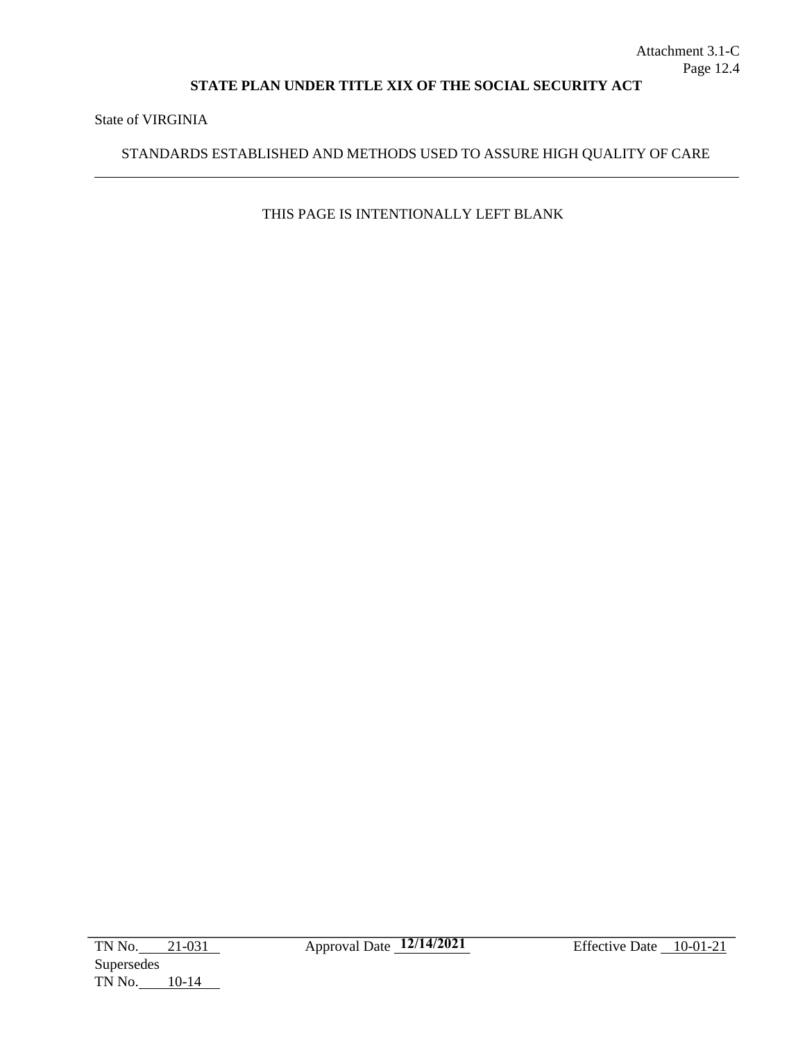Attachment 3.1-C
Page 12.4

**STATE PLAN UNDER TITLE XIX OF THE SOCIAL SECURITY ACT**

State of VIRGINIA

STANDARDS ESTABLISHED AND METHODS USED TO ASSURE HIGH QUALITY OF CARE

---

THIS PAGE IS INTENTIONALLY LEFT BLANK

---

TN No. 21-031 Approval Date **12/14/2021** Effective Date 10-01-21
Supersedes
TN No. 10-14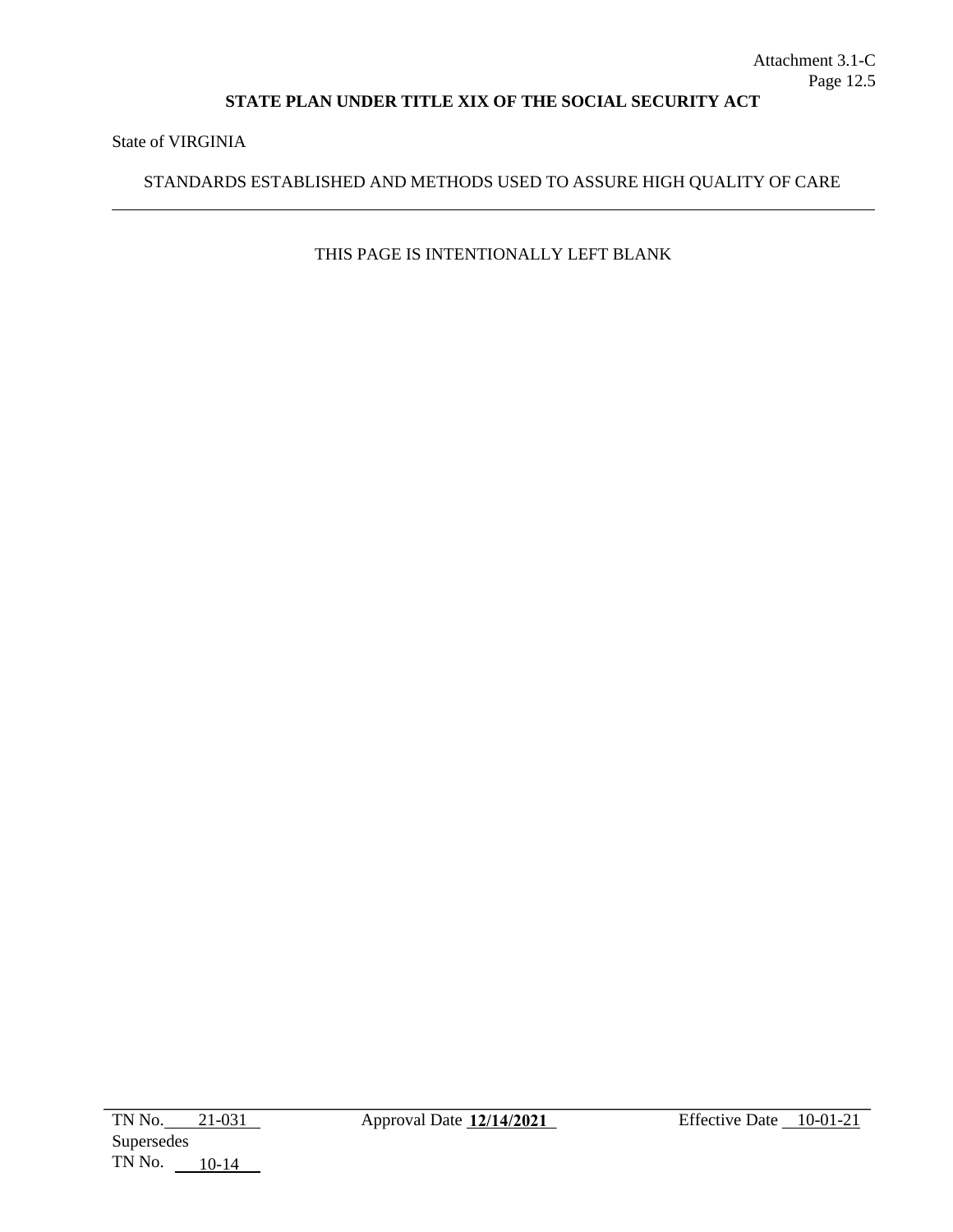Attachment 3.1-C
Page 12.5

**STATE PLAN UNDER TITLE XIX OF THE SOCIAL SECURITY ACT**

State of VIRGINIA

STANDARDS ESTABLISHED AND METHODS USED TO ASSURE HIGH QUALITY OF CARE

---

THIS PAGE IS INTENTIONALLY LEFT BLANK

TN No. 21-031 Approval Date **12/14/2021** Effective Date 10-01-21
Supersedes
TN No. 10-14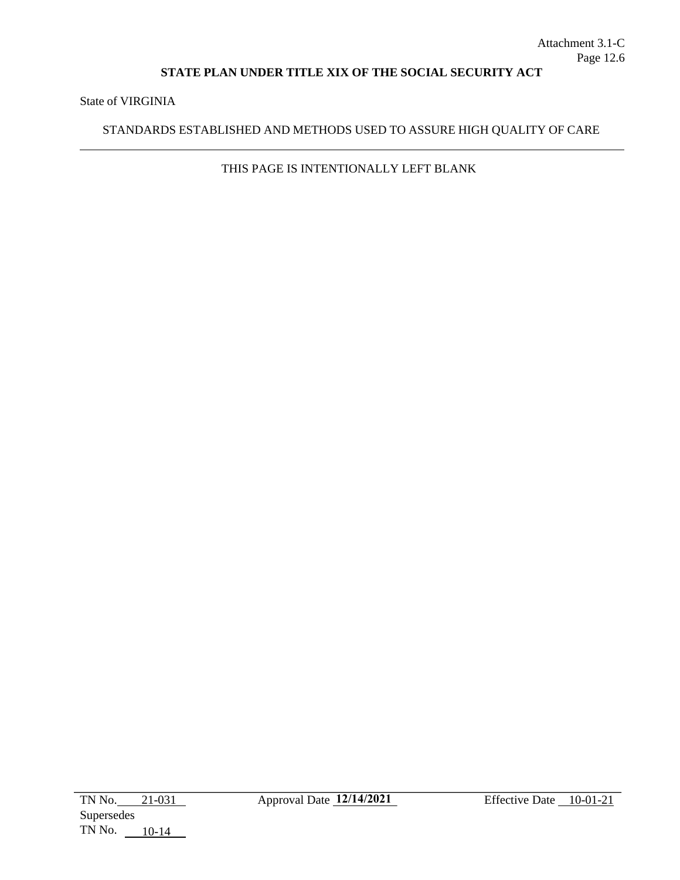STATE PLAN UNDER TITLE XIX OF THE SOCIAL SECURITY ACT

State of VIRGINIA

STANDARDS ESTABLISHED AND METHODS USED TO ASSURE HIGH QUALITY OF CARE

THIS PAGE IS INTENTIONALLY LEFT BLANK

TN No. 21-031 Approval Date 12/14/2021 Effective Date 10-01-21
Supersedes
TN No. 10-14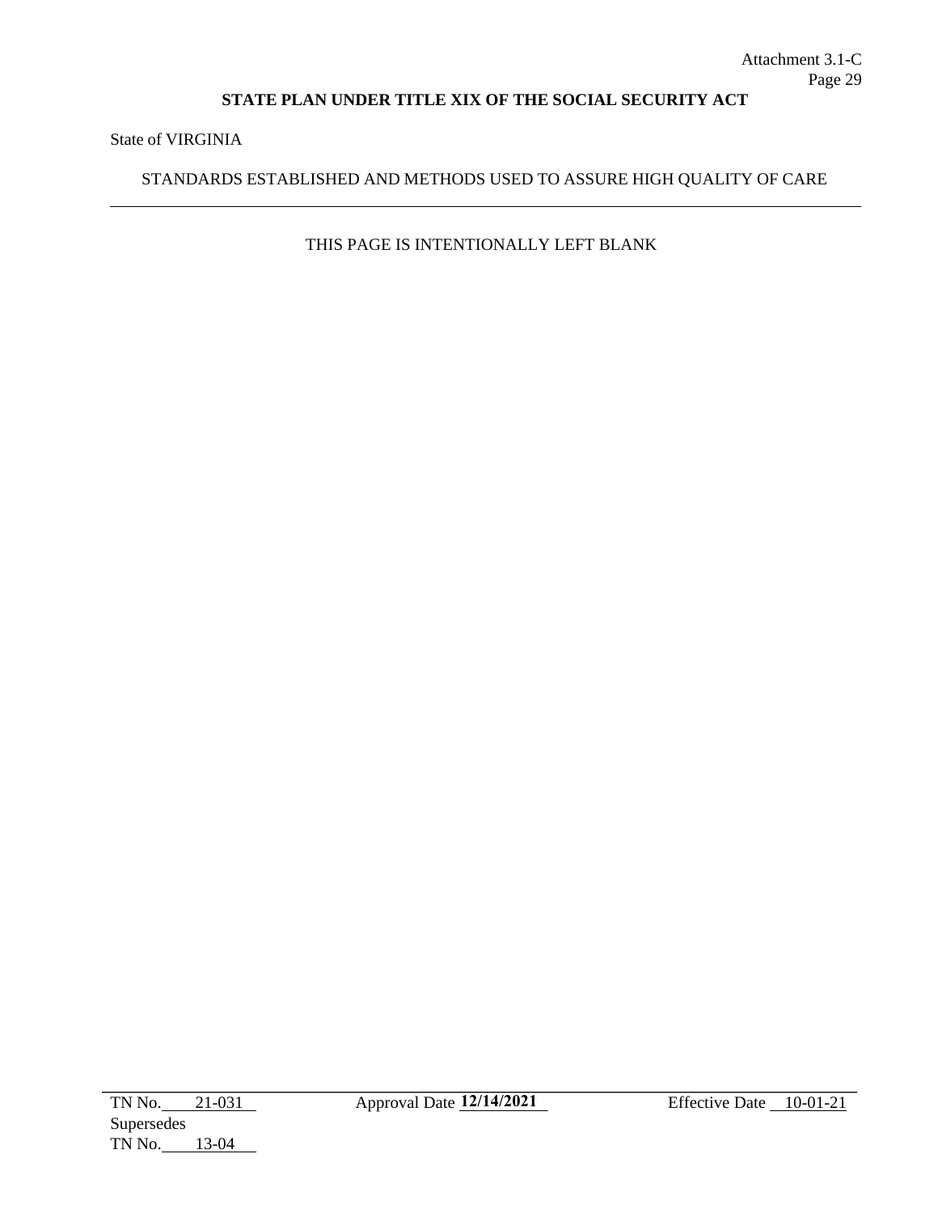**STATE PLAN UNDER TITLE XIX OF THE SOCIAL SECURITY ACT**

State of VIRGINIA

STANDARDS ESTABLISHED AND METHODS USED TO ASSURE HIGH QUALITY OF CARE

---

THIS PAGE IS INTENTIONALLY LEFT BLANK

---

TN No. 21-031 Approval Date **12/14/2021** Effective Date 10-01-21

Supersedes

TN No. 13-04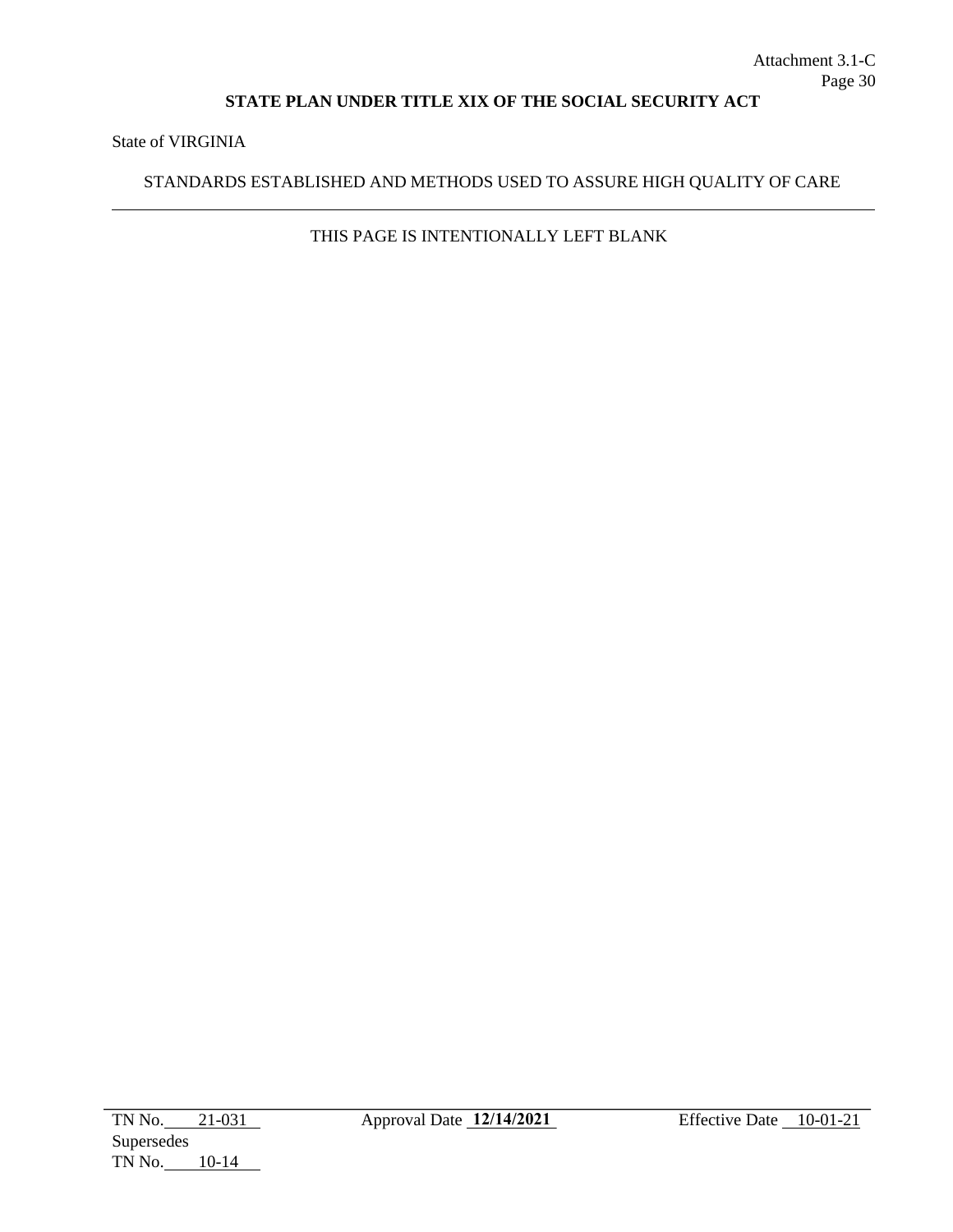**STATE PLAN UNDER TITLE XIX OF THE SOCIAL SECURITY ACT**

State of VIRGINIA

STANDARDS ESTABLISHED AND METHODS USED TO ASSURE HIGH QUALITY OF CARE

---

THIS PAGE IS INTENTIONALLY LEFT BLANK

TN No. 21-031 Approval Date **12/14/2021** Effective Date 10-01-21
Supersedes
TN No. 10-14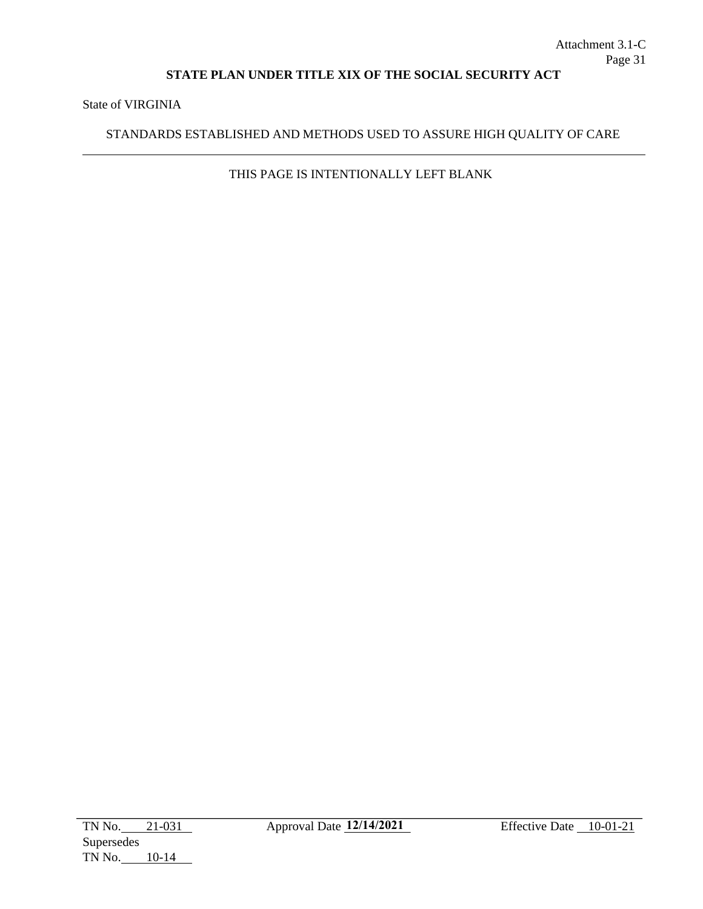**STATE PLAN UNDER TITLE XIX OF THE SOCIAL SECURITY ACT**

State of VIRGINIA

STANDARDS ESTABLISHED AND METHODS USED TO ASSURE HIGH QUALITY OF CARE

---

THIS PAGE IS INTENTIONALLY LEFT BLANK

TN No. 21-031 Approval Date **12/14/2021** Effective Date 10-01-21
Supersedes
TN No. 10-14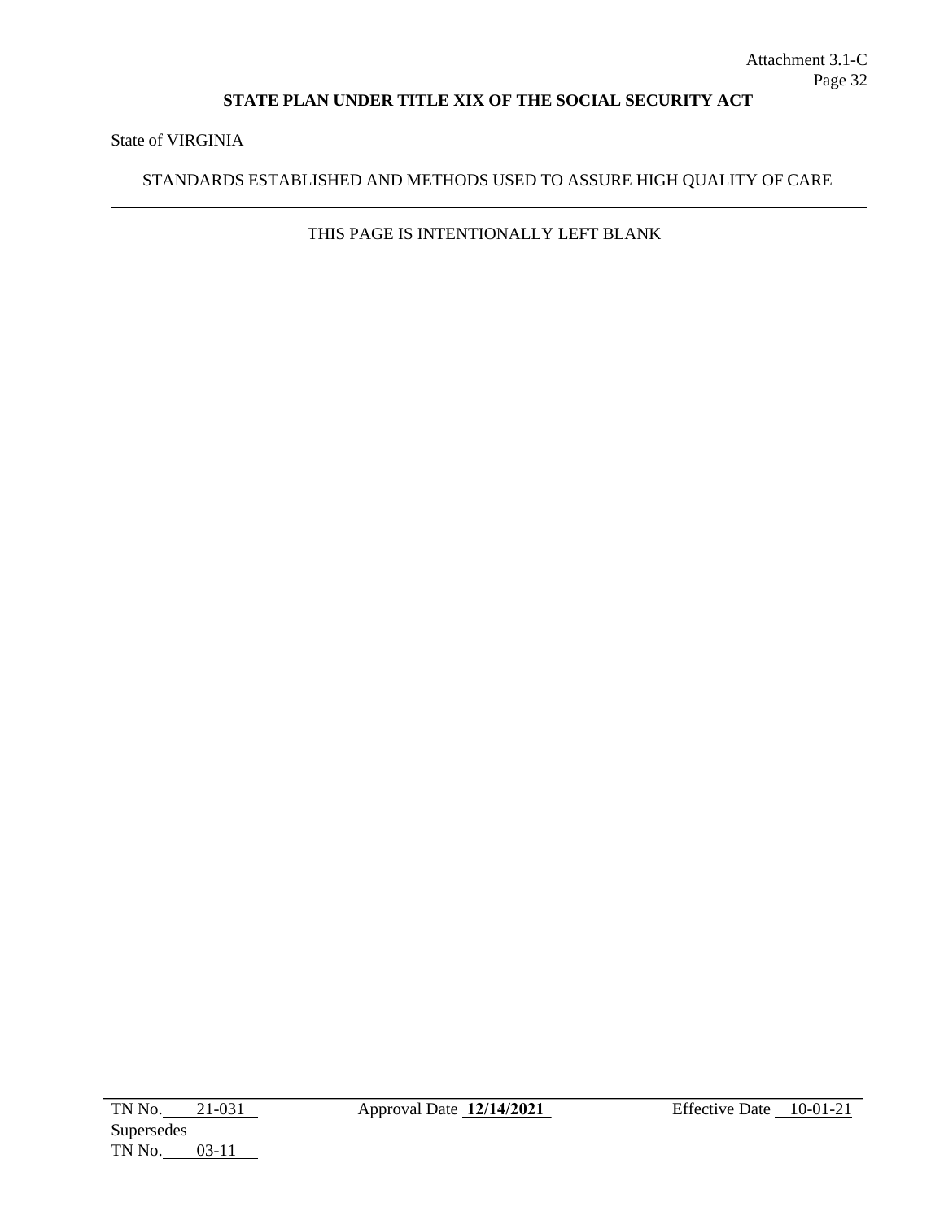Attachment 3.1-C
Page 32

**STATE PLAN UNDER TITLE XIX OF THE SOCIAL SECURITY ACT**

State of VIRGINIA

STANDARDS ESTABLISHED AND METHODS USED TO ASSURE HIGH QUALITY OF CARE

---

THIS PAGE IS INTENTIONALLY LEFT BLANK

TN No. 21-031 Approval Date **12/14/2021** Effective Date 10-01-21
Supersedes
TN No. 03-11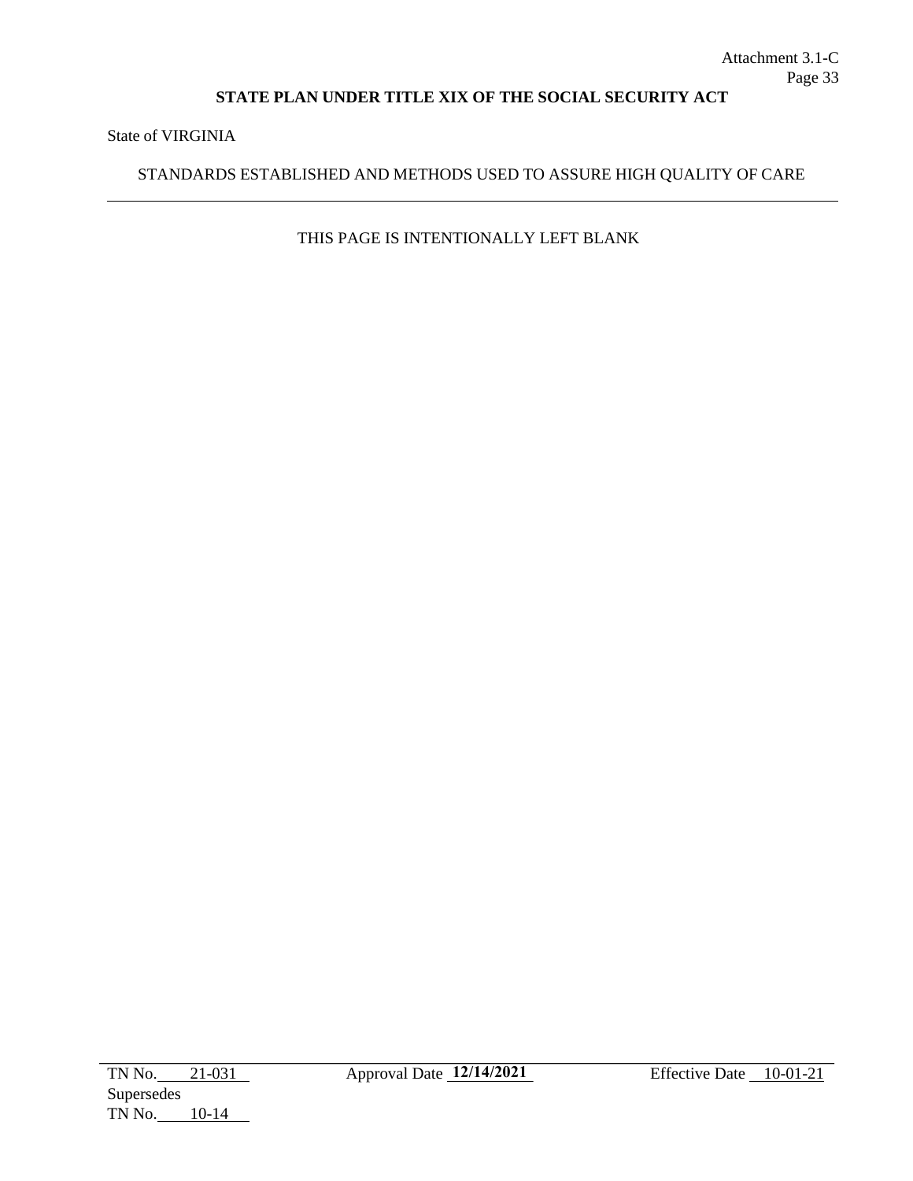Attachment 3.1-C

**STATE PLAN UNDER TITLE XIX OF THE SOCIAL SECURITY ACT**

State of VIRGINIA

STANDARDS ESTABLISHED AND METHODS USED TO ASSURE HIGH QUALITY OF CARE

---

THIS PAGE IS INTENTIONALLY LEFT BLANK

TN No. 21-031 Approval Date **12/14/2021** Effective Date 10-01-21
Supersedes
TN No. 10-14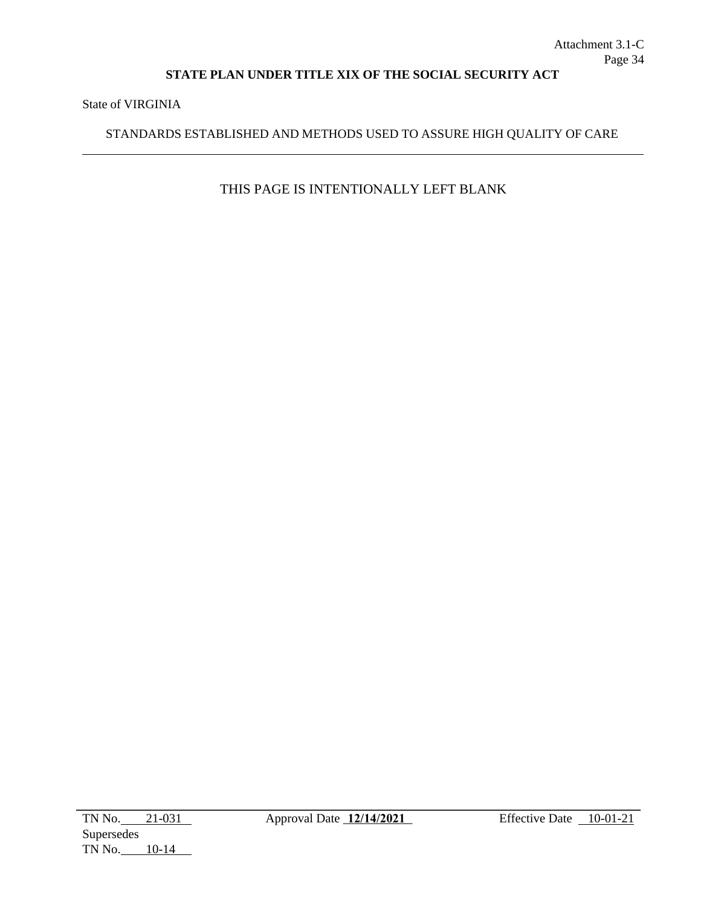**STATE PLAN UNDER TITLE XIX OF THE SOCIAL SECURITY ACT**

State of VIRGINIA

STANDARDS ESTABLISHED AND METHODS USED TO ASSURE HIGH QUALITY OF CARE

THIS PAGE IS INTENTIONALLY LEFT BLANK

TN No. 21-031 Approval Date **12/14/2021** Effective Date 10-01-21
Supersedes
TN No. 10-14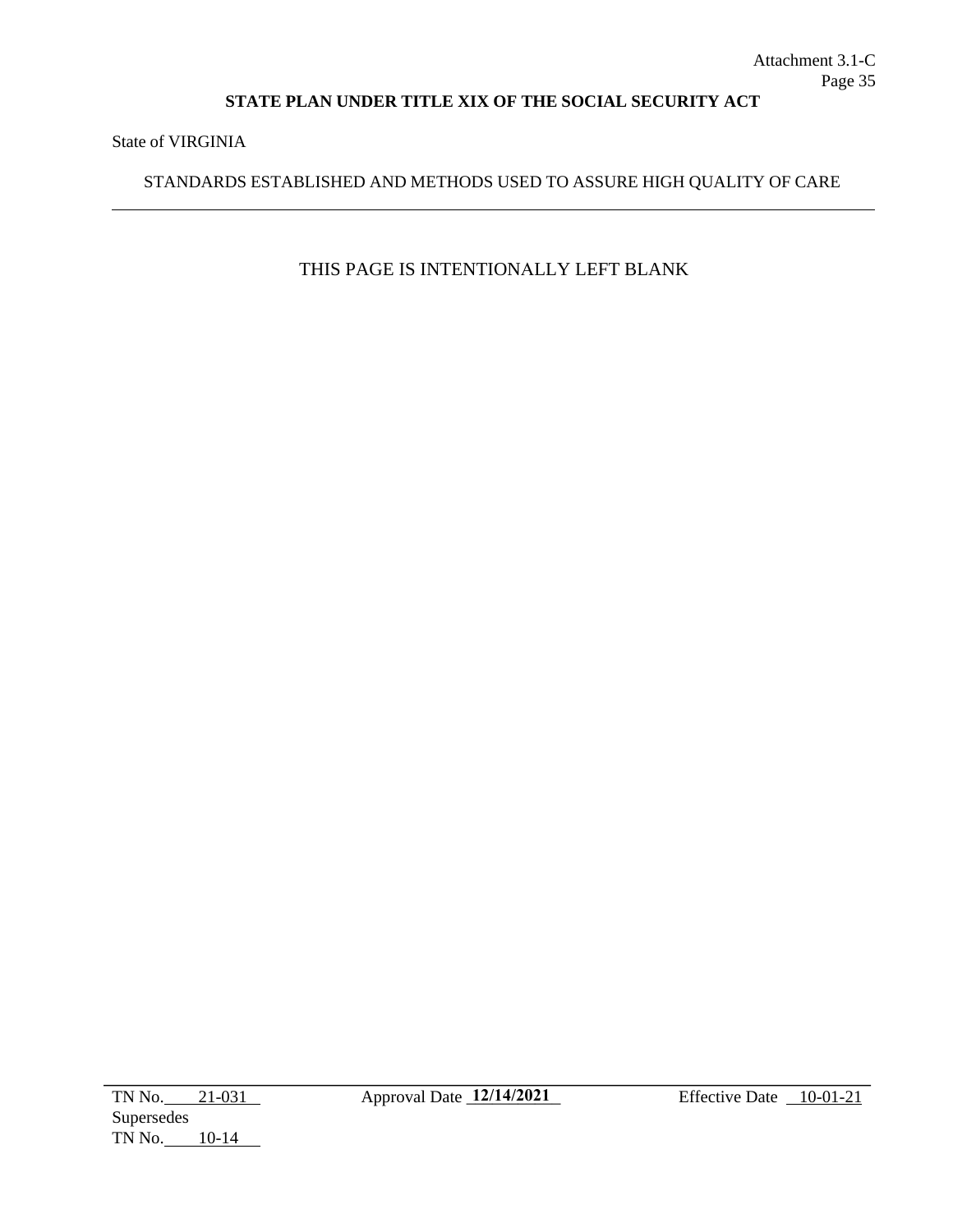**STATE PLAN UNDER TITLE XIX OF THE SOCIAL SECURITY ACT**

State of VIRGINIA

STANDARDS ESTABLISHED AND METHODS USED TO ASSURE HIGH QUALITY OF CARE

---

THIS PAGE IS INTENTIONALLY LEFT BLANK

| | | |
|---|---|---|
| TN No. 21-031 | Approval Date **12/14/2021** | Effective Date 10-01-21 |
| Supersedes | | |
| TN No. 10-14 | | |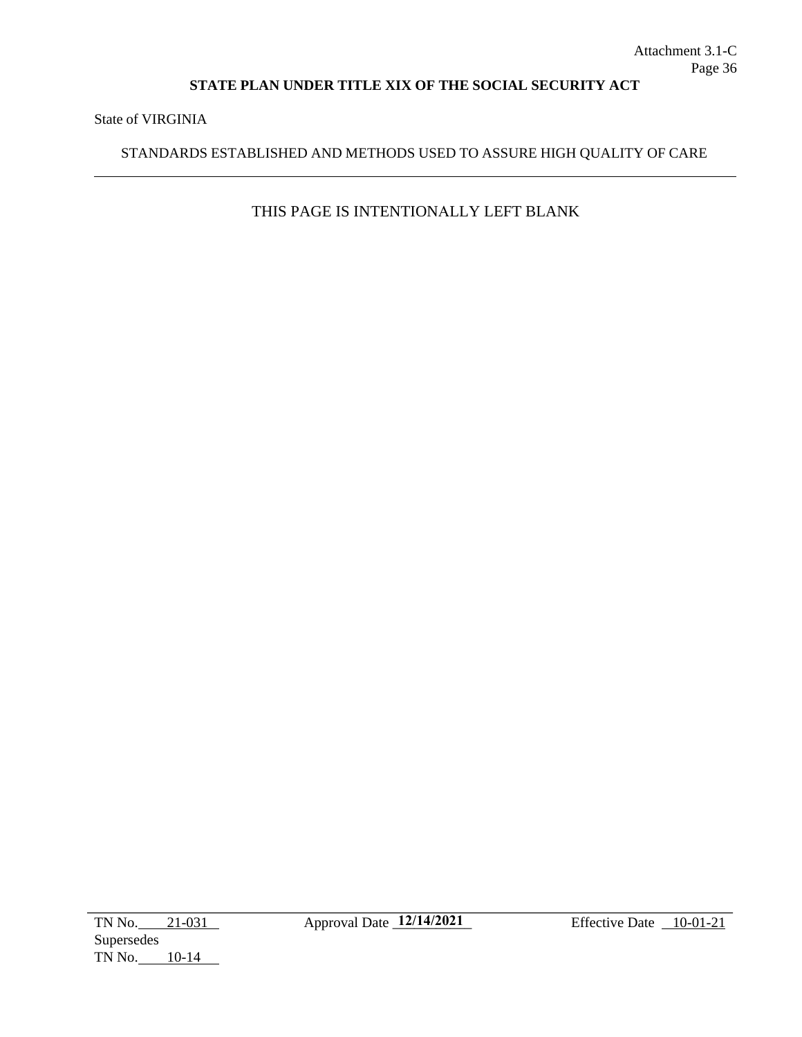**STATE PLAN UNDER TITLE XIX OF THE SOCIAL SECURITY ACT**

State of VIRGINIA

STANDARDS ESTABLISHED AND METHODS USED TO ASSURE HIGH QUALITY OF CARE

THIS PAGE IS INTENTIONALLY LEFT BLANK

TN No. 21-031 Approval Date **12/14/2021** Effective Date 10-01-21
Supersedes
TN No. 10-14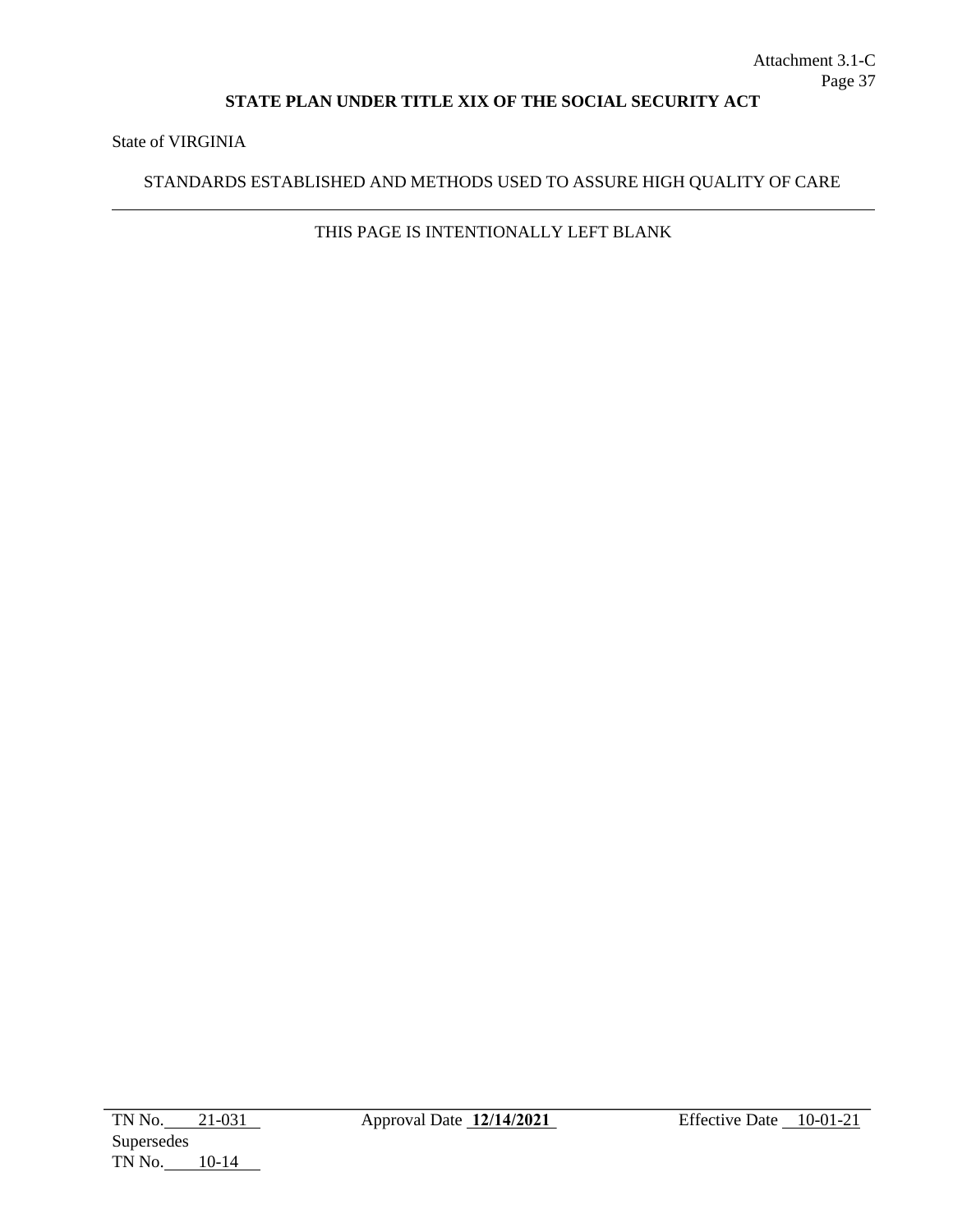STATE PLAN UNDER TITLE XIX OF THE SOCIAL SECURITY ACT

State of VIRGINIA

STANDARDS ESTABLISHED AND METHODS USED TO ASSURE HIGH QUALITY OF CARE

THIS PAGE IS INTENTIONALLY LEFT BLANK

TN No. 21-031 Approval Date **12/14/2021** Effective Date 10-01-21
Supersedes
TN No. 10-14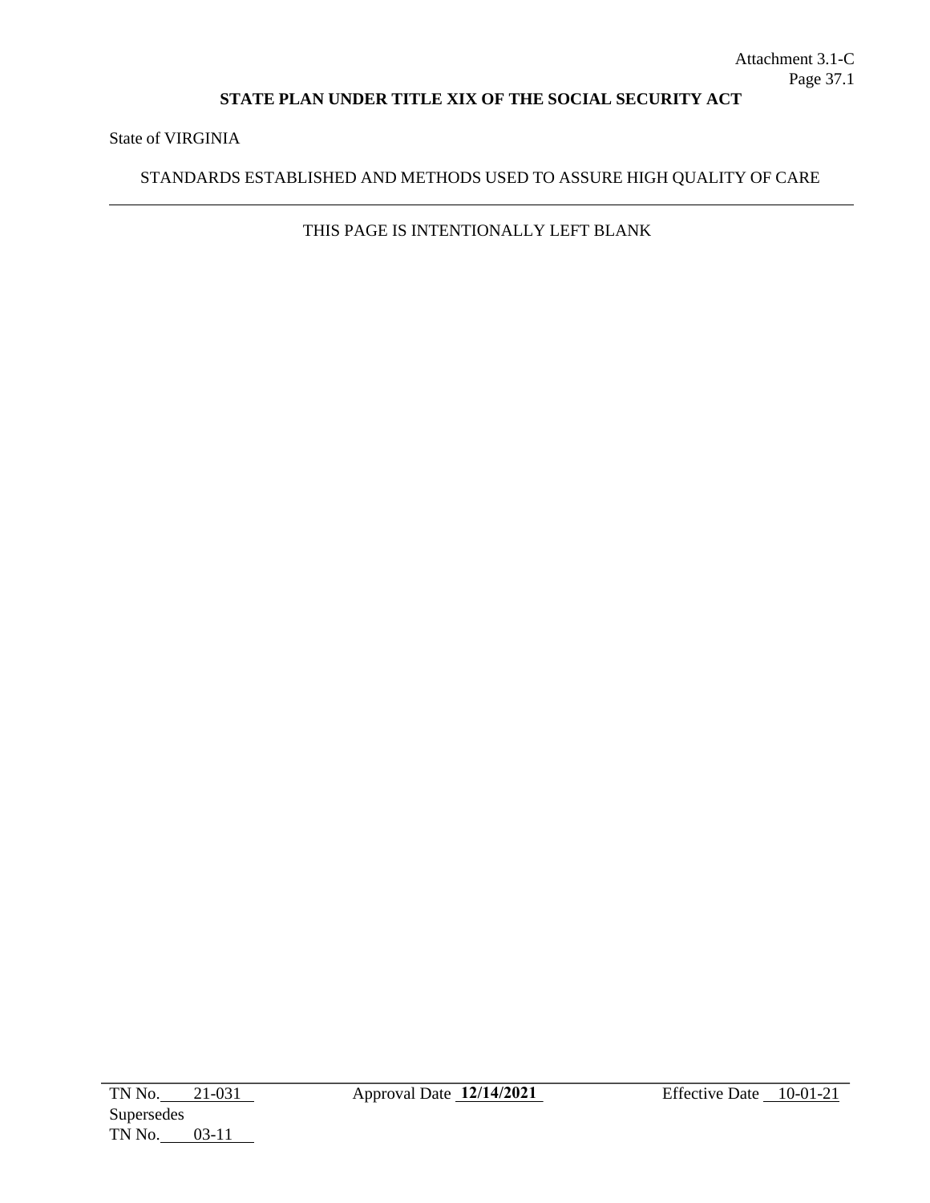Attachment 3.1-C
Page 37.1

**STATE PLAN UNDER TITLE XIX OF THE SOCIAL SECURITY ACT**

State of VIRGINIA

STANDARDS ESTABLISHED AND METHODS USED TO ASSURE HIGH QUALITY OF CARE

---

THIS PAGE IS INTENTIONALLY LEFT BLANK

---

TN No. 21-031 Approval Date **12/14/2021** Effective Date 10-01-21
Supersedes
TN No. 03-11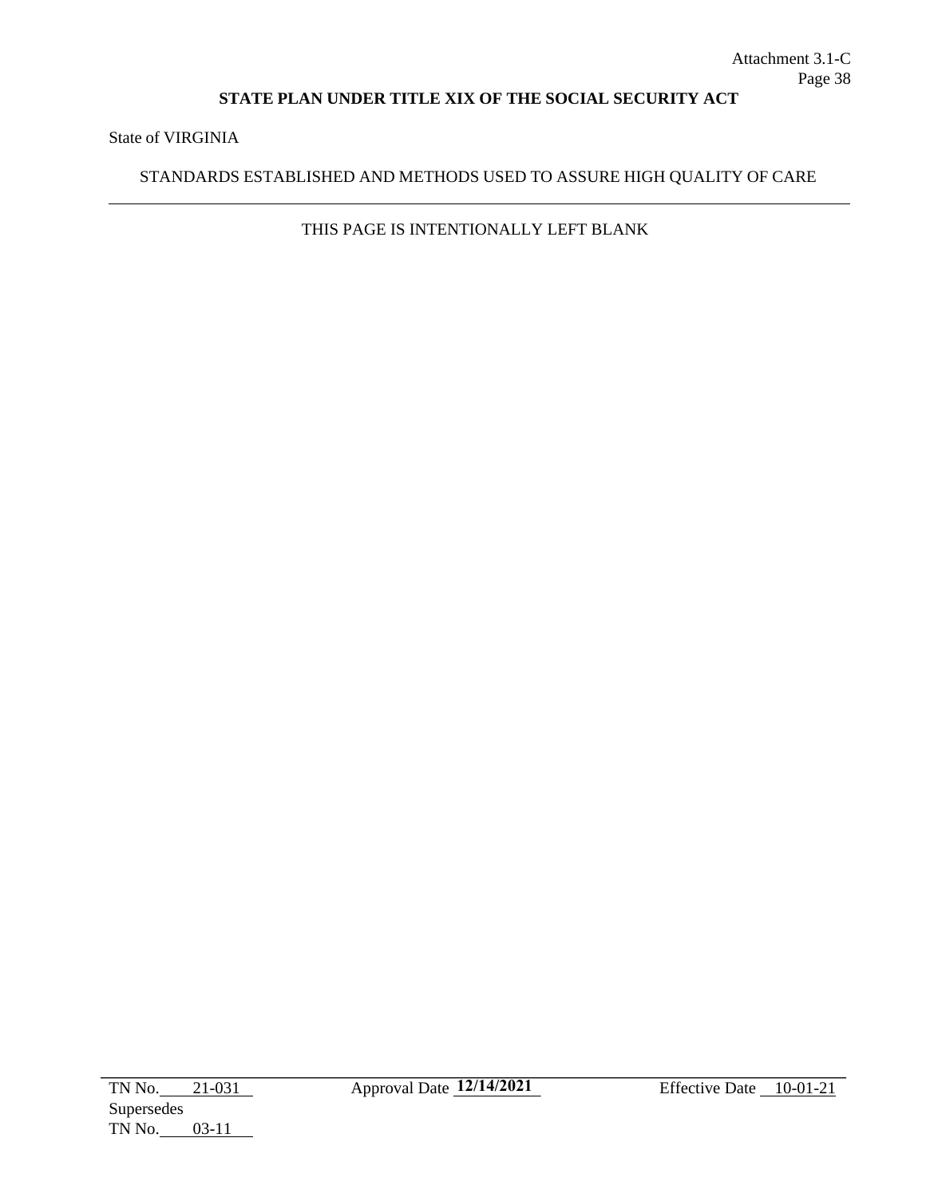Attachment 3.1-C
Page 38

**STATE PLAN UNDER TITLE XIX OF THE SOCIAL SECURITY ACT**

State of VIRGINIA

STANDARDS ESTABLISHED AND METHODS USED TO ASSURE HIGH QUALITY OF CARE

---

THIS PAGE IS INTENTIONALLY LEFT BLANK

TN No. 21-031 Approval Date **12/14/2021** Effective Date 10-01-21
Supersedes
TN No. 03-11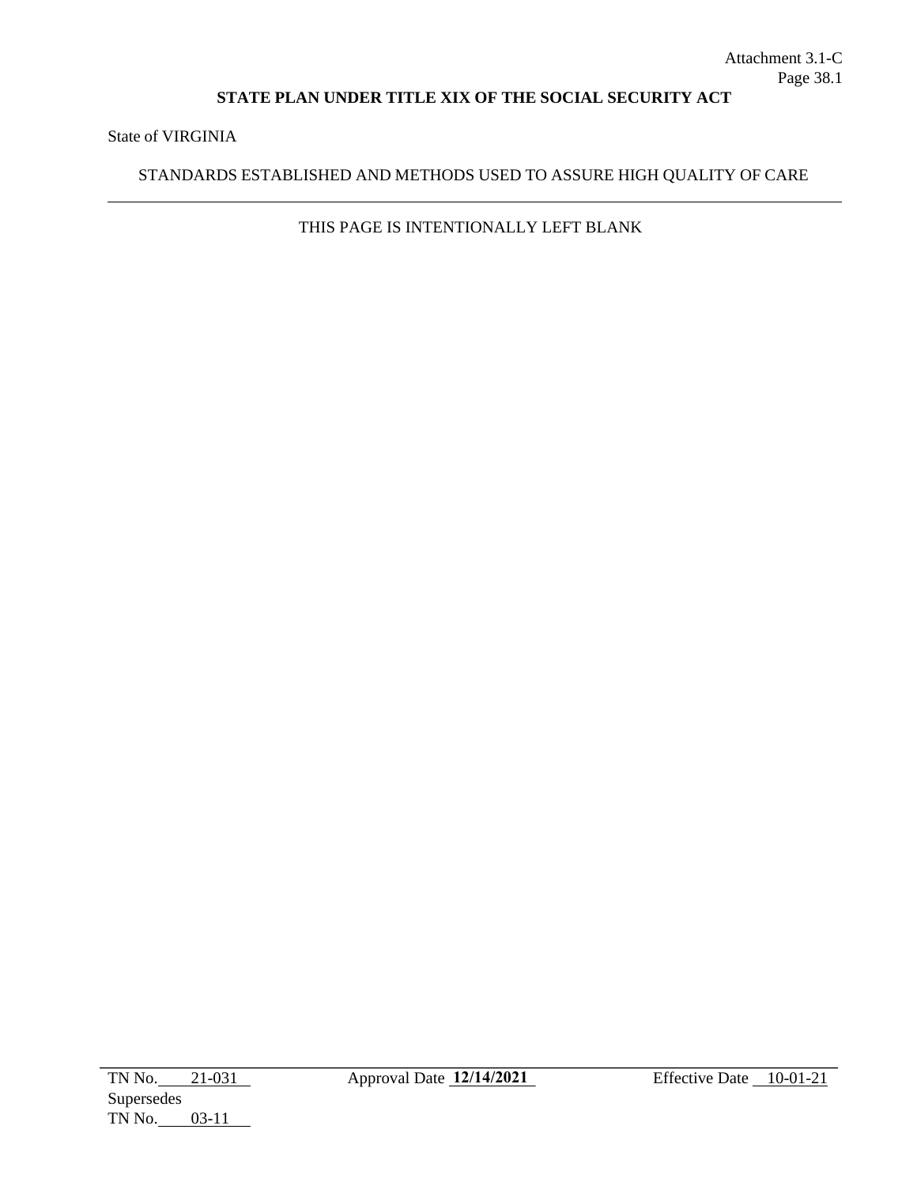STATE PLAN UNDER TITLE XIX OF THE SOCIAL SECURITY ACT

State of VIRGINIA

STANDARDS ESTABLISHED AND METHODS USED TO ASSURE HIGH QUALITY OF CARE

---

THIS PAGE IS INTENTIONALLY LEFT BLANK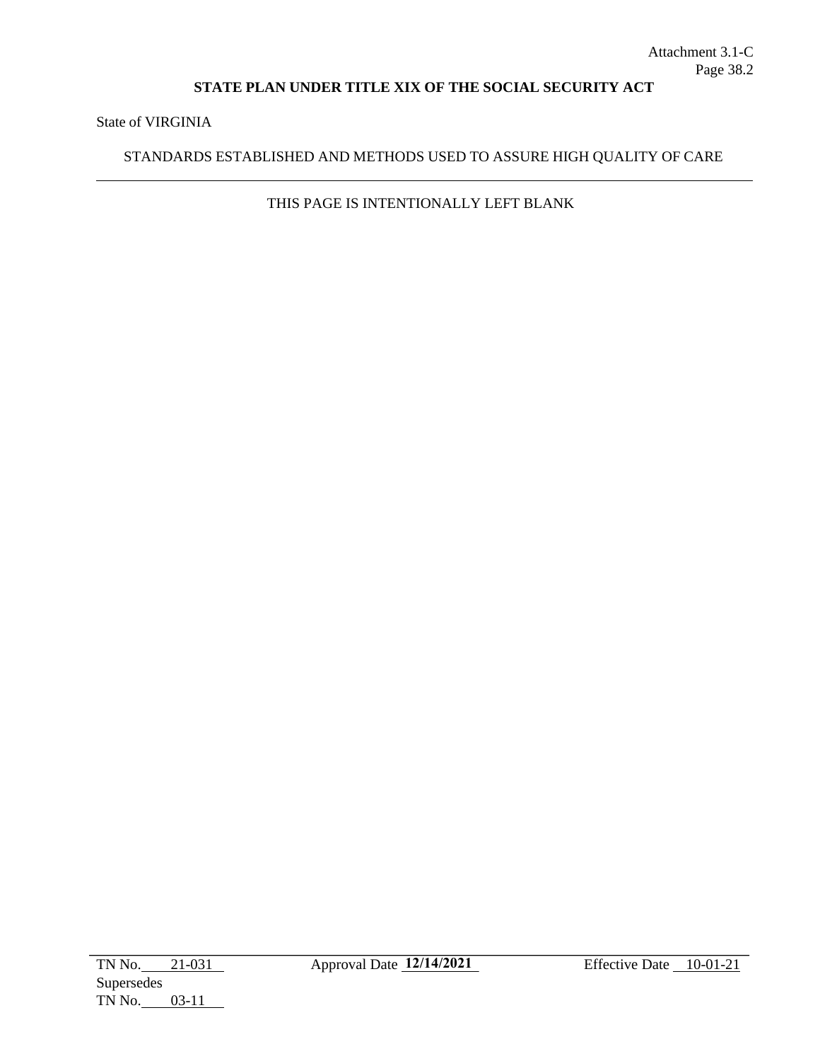Attachment 3.1-C
Page 38.2

**STATE PLAN UNDER TITLE XIX OF THE SOCIAL SECURITY ACT**

State of VIRGINIA

STANDARDS ESTABLISHED AND METHODS USED TO ASSURE HIGH QUALITY OF CARE

---

THIS PAGE IS INTENTIONALLY LEFT BLANK

---

TN No. 21-031 Approval Date **12/14/2021** Effective Date 10-01-21
Supersedes
TN No. 03-11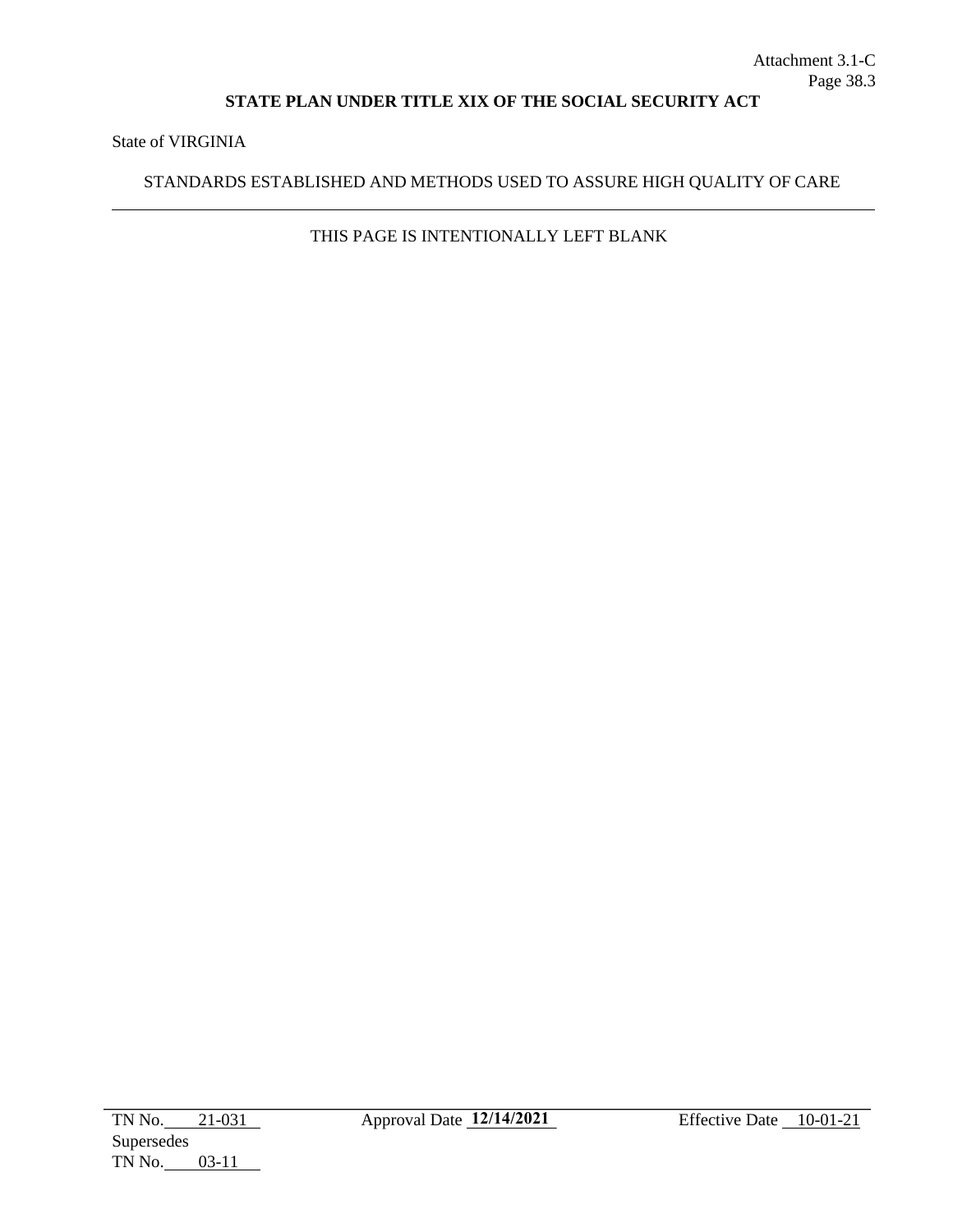Attachment 3.1-C
Page 38.3

**STATE PLAN UNDER TITLE XIX OF THE SOCIAL SECURITY ACT**

State of VIRGINIA

STANDARDS ESTABLISHED AND METHODS USED TO ASSURE HIGH QUALITY OF CARE

---

THIS PAGE IS INTENTIONALLY LEFT BLANK

TN No. 21-031 Approval Date **12/14/2021** Effective Date 10-01-21
Supersedes
TN No. 03-11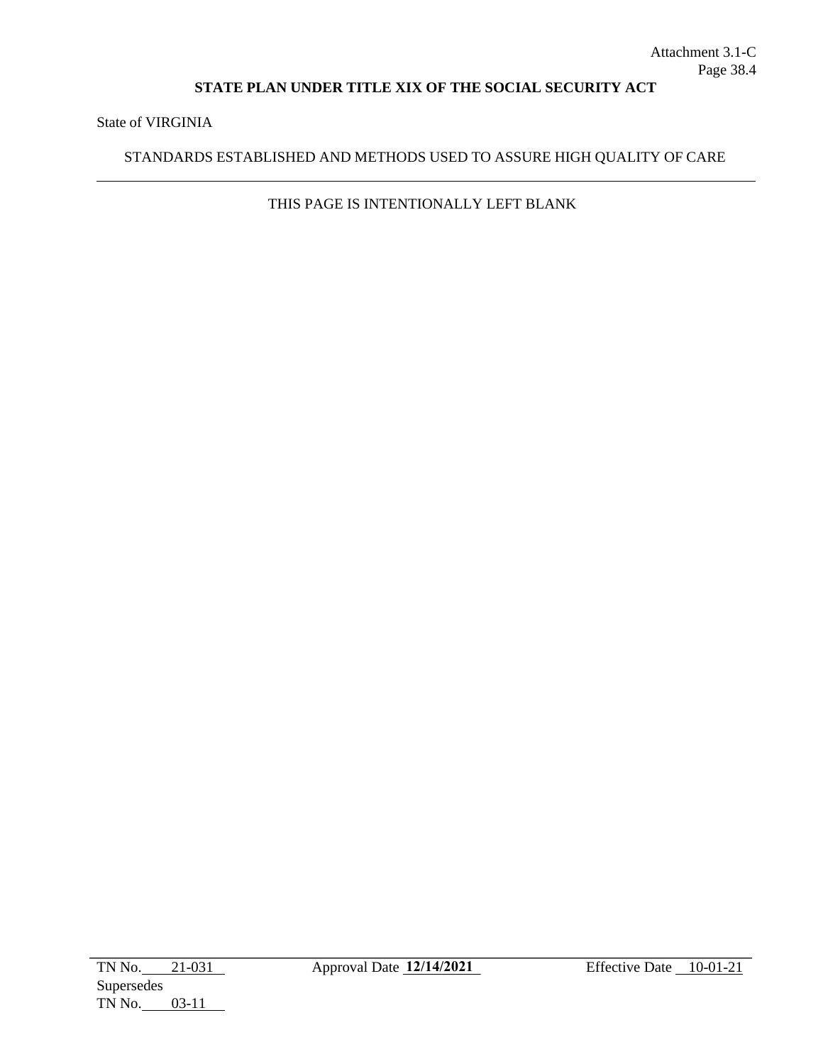Attachment 3.1-C
Page 38.4

**STATE PLAN UNDER TITLE XIX OF THE SOCIAL SECURITY ACT**

State of VIRGINIA

STANDARDS ESTABLISHED AND METHODS USED TO ASSURE HIGH QUALITY OF CARE

---

THIS PAGE IS INTENTIONALLY LEFT BLANK

TN No. 21-031 Approval Date **12/14/2021** Effective Date 10-01-21
Supersedes
TN No. 03-11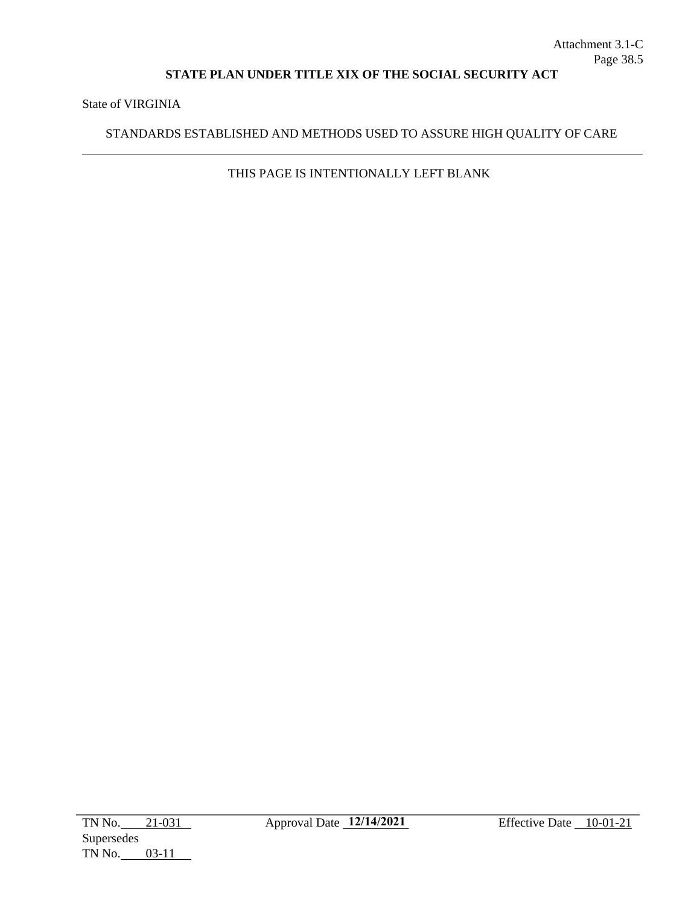Attachment 3.1-C
Page 38.5

**STATE PLAN UNDER TITLE XIX OF THE SOCIAL SECURITY ACT**

State of VIRGINIA

STANDARDS ESTABLISHED AND METHODS USED TO ASSURE HIGH QUALITY OF CARE

---

THIS PAGE IS INTENTIONALLY LEFT BLANK

| | | |
|---|---|---|
| TN No. 21-031 | Approval Date **12/14/2021** | Effective Date 10-01-21 |
| Supersedes | | |
| TN No. 03-11 | | |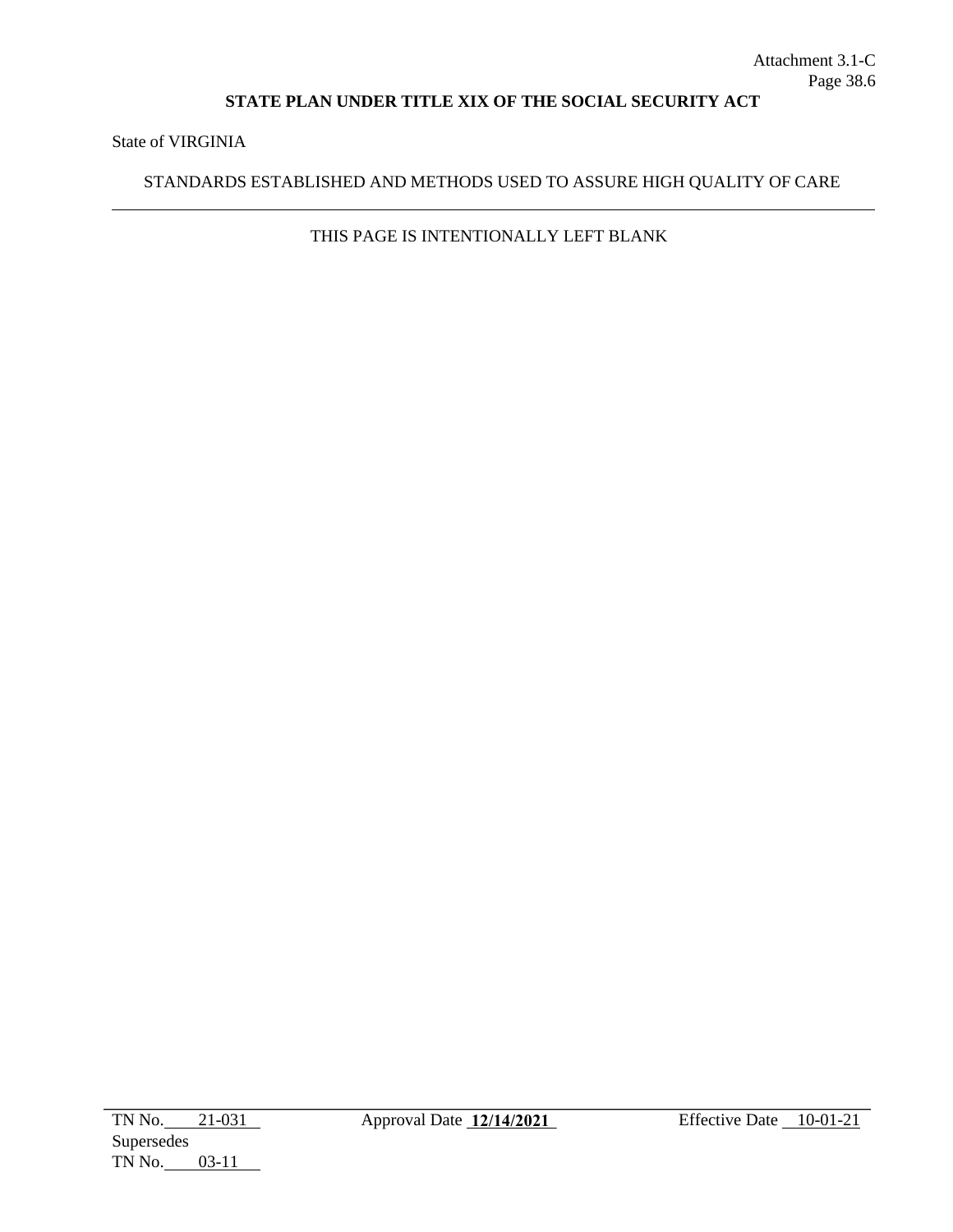**STATE PLAN UNDER TITLE XIX OF THE SOCIAL SECURITY ACT**

State of VIRGINIA

STANDARDS ESTABLISHED AND METHODS USED TO ASSURE HIGH QUALITY OF CARE

---

THIS PAGE IS INTENTIONALLY LEFT BLANK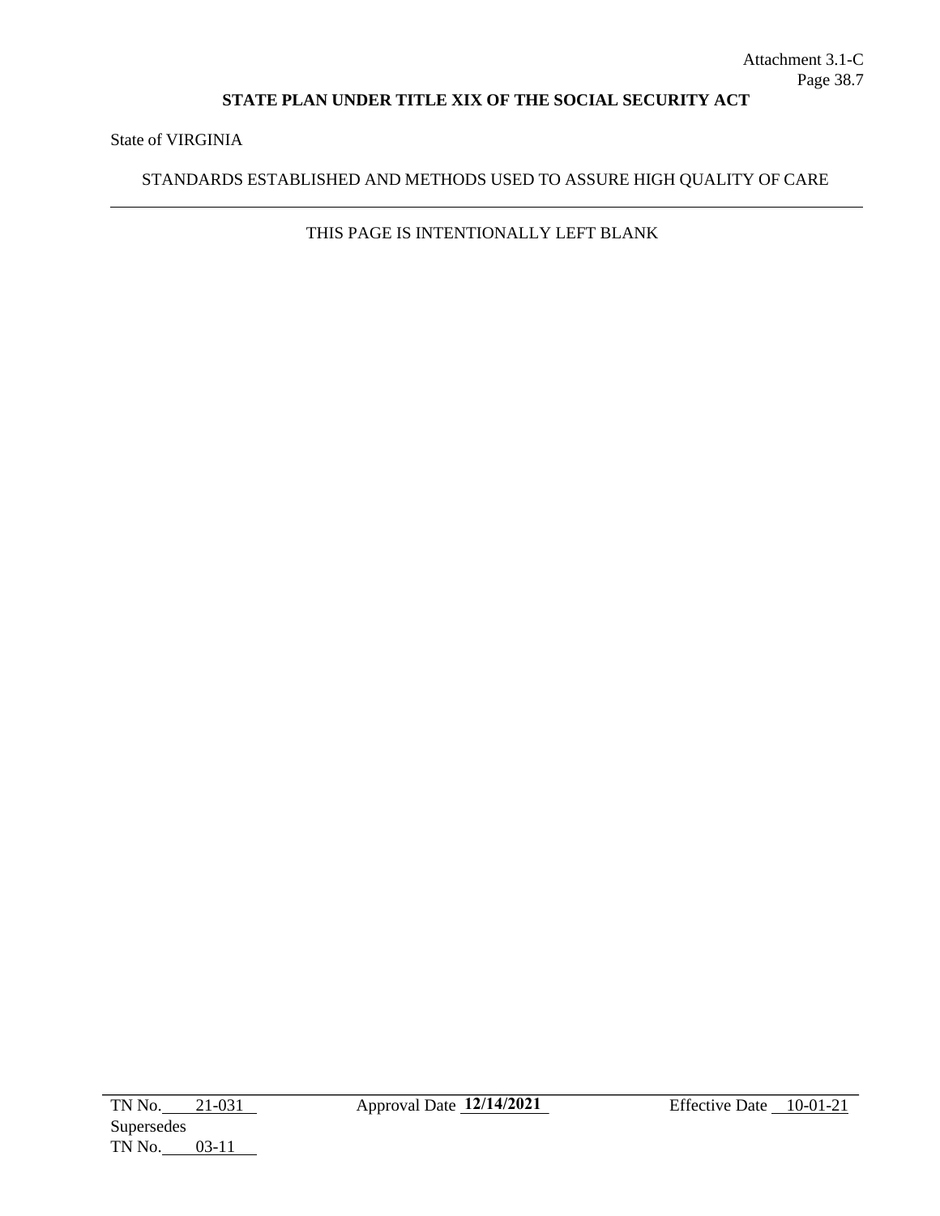Attachment 3.1-C
Page 38.7

**STATE PLAN UNDER TITLE XIX OF THE SOCIAL SECURITY ACT**

State of VIRGINIA

STANDARDS ESTABLISHED AND METHODS USED TO ASSURE HIGH QUALITY OF CARE

---

THIS PAGE IS INTENTIONALLY LEFT BLANK

---

TN No. 21-031 Approval Date **12/14/2021** Effective Date 10-01-21
Supersedes
TN No. 03-11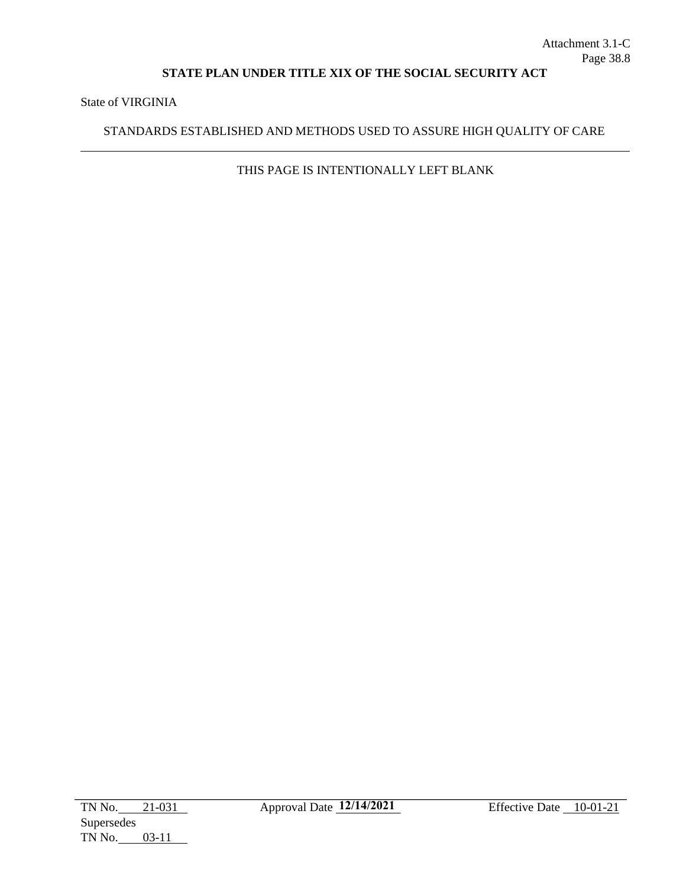STATE PLAN UNDER TITLE XIX OF THE SOCIAL SECURITY ACT

State of VIRGINIA

STANDARDS ESTABLISHED AND METHODS USED TO ASSURE HIGH QUALITY OF CARE

THIS PAGE IS INTENTIONALLY LEFT BLANK

TN No. 21-031 Approval Date 12/14/2021 Effective Date 10-01-21
Supersedes
TN No. 03-11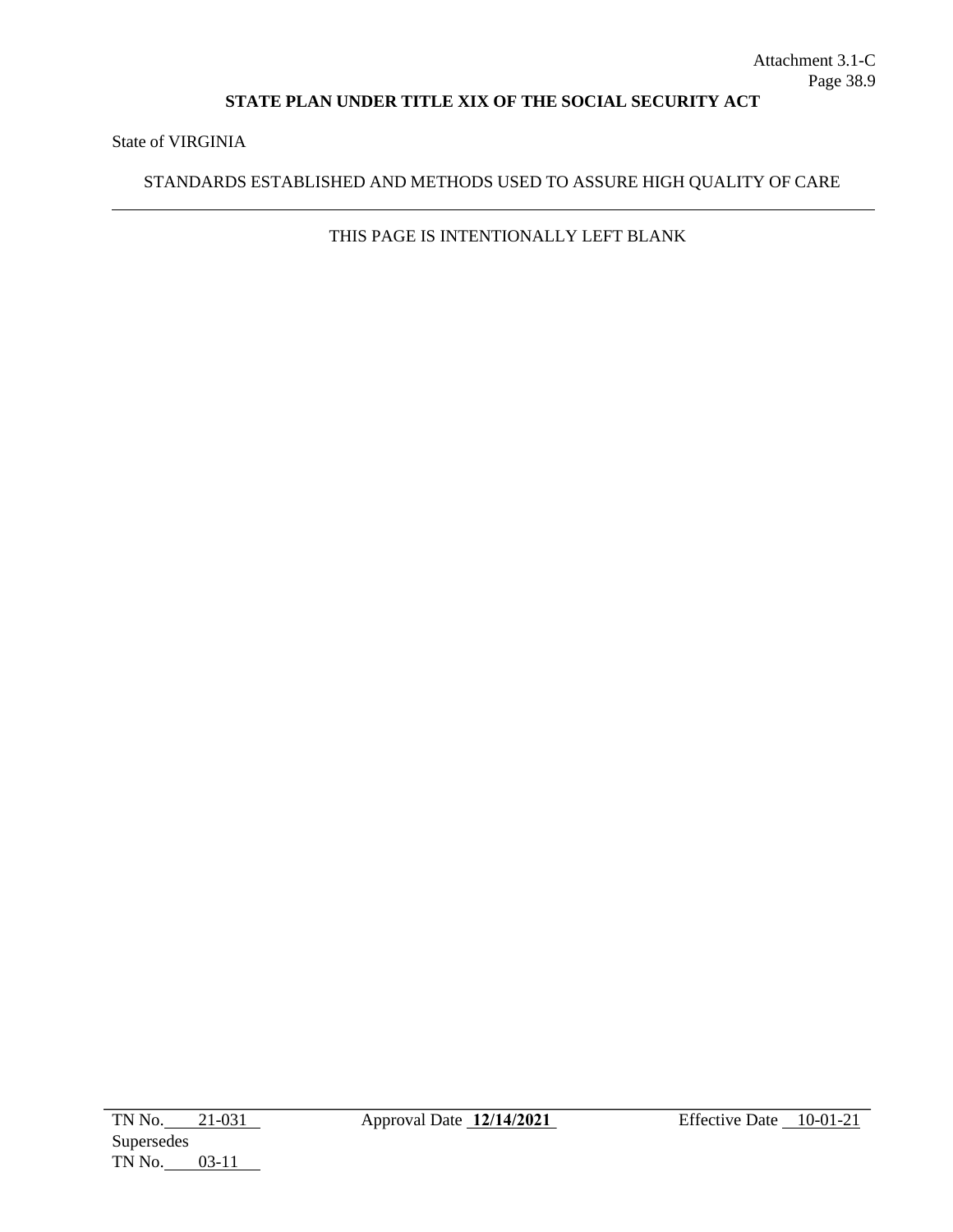Attachment 3.1-C
Page 38.9

**STATE PLAN UNDER TITLE XIX OF THE SOCIAL SECURITY ACT**

State of VIRGINIA

STANDARDS ESTABLISHED AND METHODS USED TO ASSURE HIGH QUALITY OF CARE

---

THIS PAGE IS INTENTIONALLY LEFT BLANK

TN No. 21-031 Approval Date **12/14/2021** Effective Date 10-01-21
Supersedes
TN No. 03-11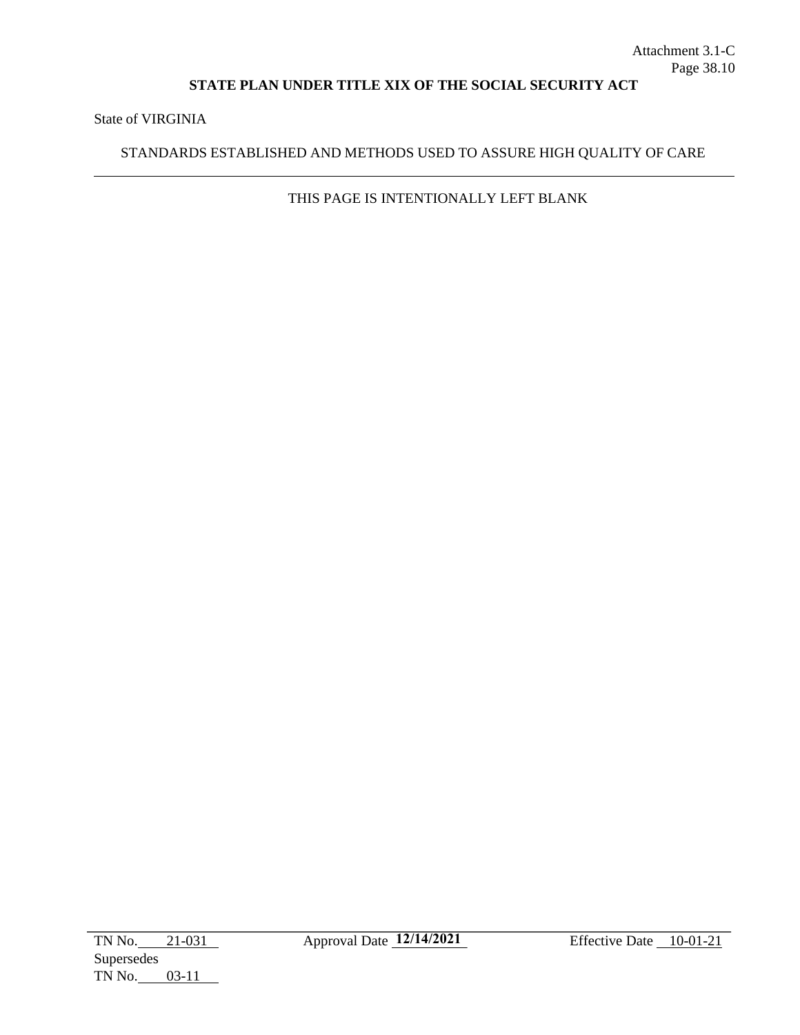Attachment 3.1-C
Page 38.10

**STATE PLAN UNDER TITLE XIX OF THE SOCIAL SECURITY ACT**

State of VIRGINIA

STANDARDS ESTABLISHED AND METHODS USED TO ASSURE HIGH QUALITY OF CARE

---

THIS PAGE IS INTENTIONALLY LEFT BLANK

---

TN No. 21-031 Approval Date **12/14/2021** Effective Date 10-01-21
Supersedes
TN No. 03-11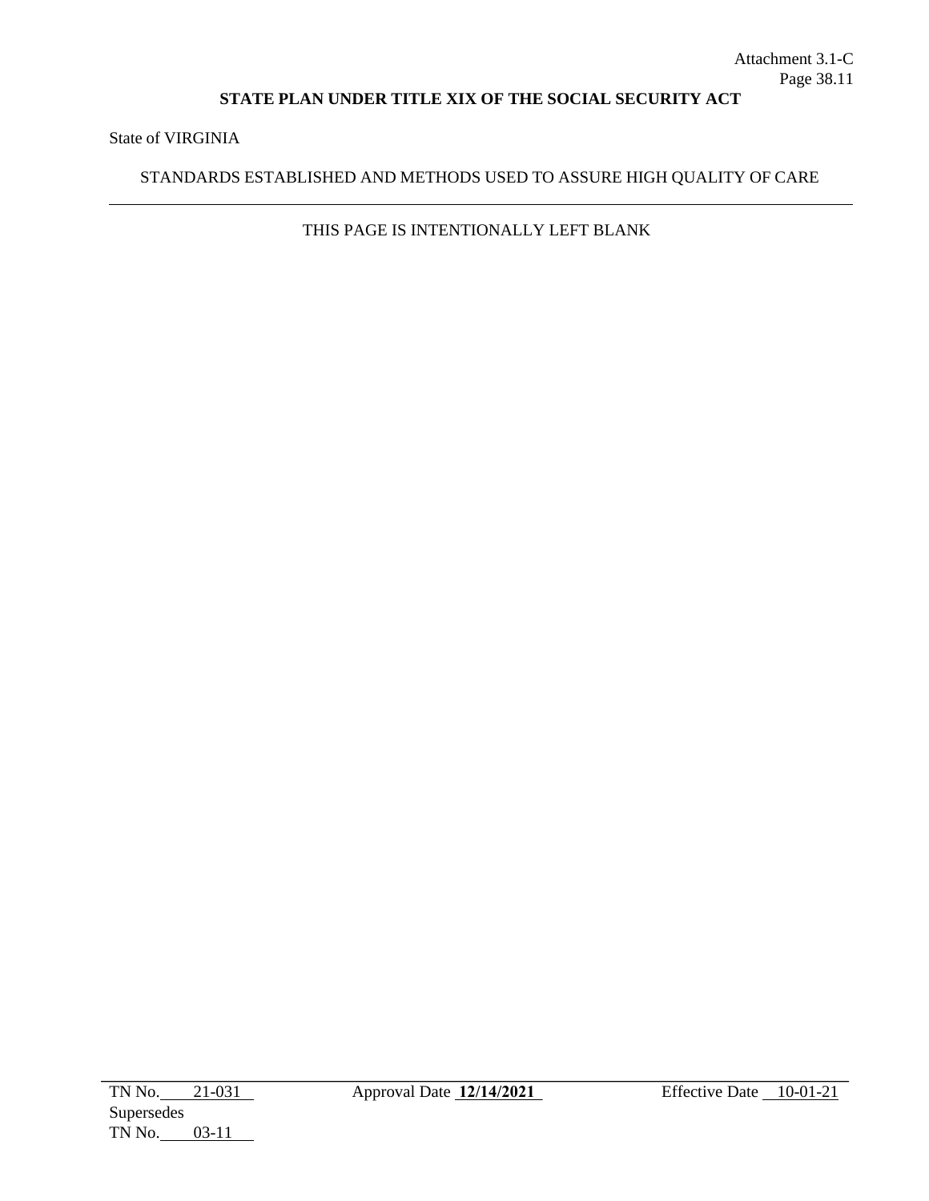Attachment 3.1-C
Page 38.11

**STATE PLAN UNDER TITLE XIX OF THE SOCIAL SECURITY ACT**

State of VIRGINIA

STANDARDS ESTABLISHED AND METHODS USED TO ASSURE HIGH QUALITY OF CARE

---

THIS PAGE IS INTENTIONALLY LEFT BLANK

TN No. 21-031 Approval Date **12/14/2021** Effective Date 10-01-21
Supersedes
TN No. 03-11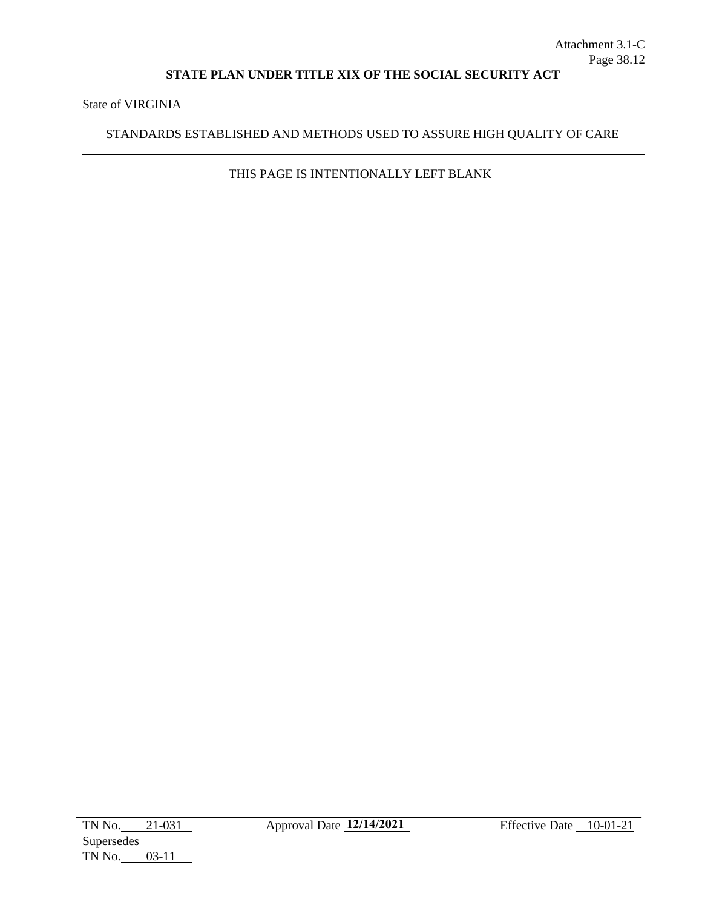Attachment 3.1-C
Page 38.12

**STATE PLAN UNDER TITLE XIX OF THE SOCIAL SECURITY ACT**

State of VIRGINIA

STANDARDS ESTABLISHED AND METHODS USED TO ASSURE HIGH QUALITY OF CARE

---

THIS PAGE IS INTENTIONALLY LEFT BLANK

TN No. 21-031 Approval Date **12/14/2021** Effective Date 10-01-21
Supersedes
TN No. 03-11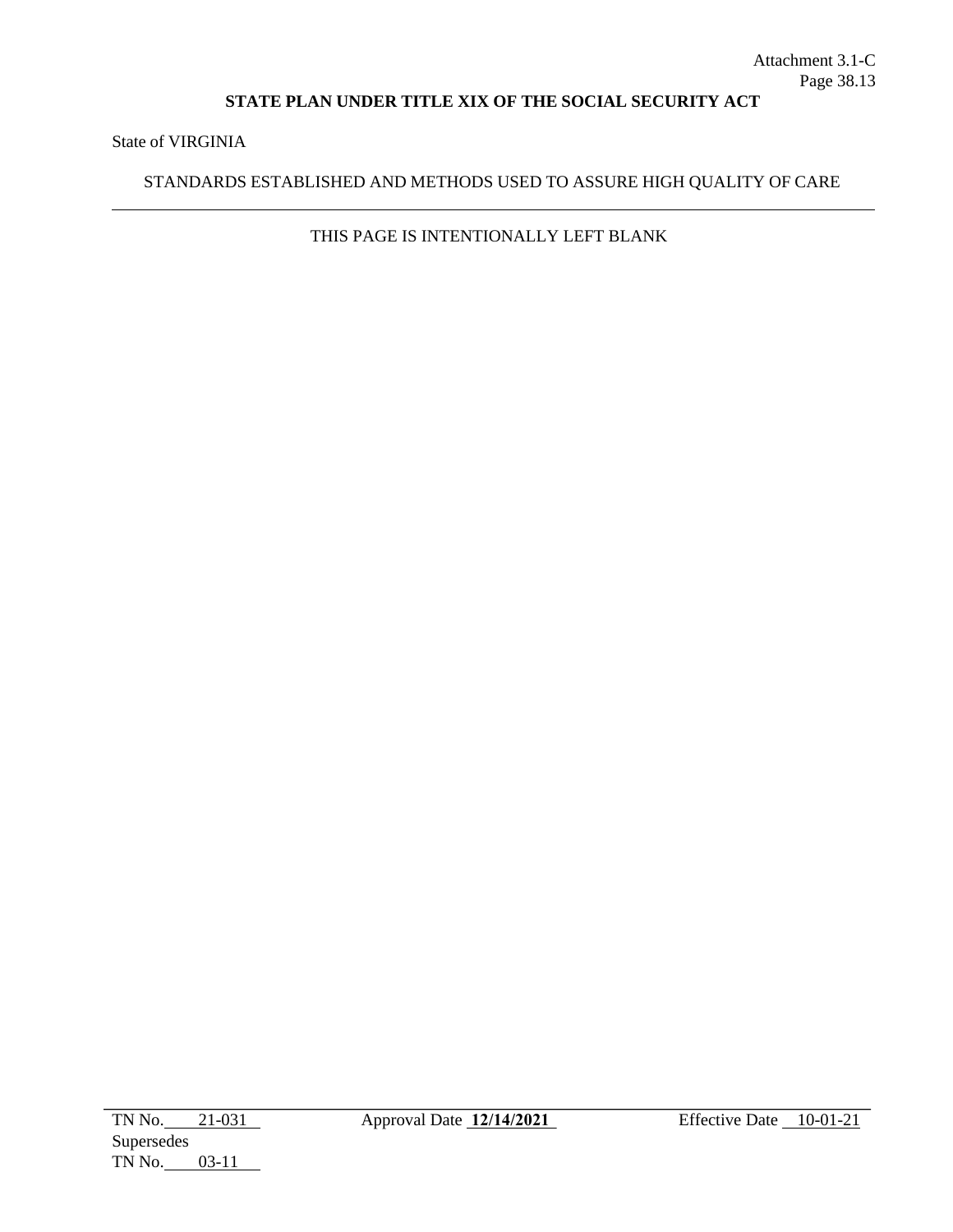Attachment 3.1-C
Page 38.13

**STATE PLAN UNDER TITLE XIX OF THE SOCIAL SECURITY ACT**

State of VIRGINIA

STANDARDS ESTABLISHED AND METHODS USED TO ASSURE HIGH QUALITY OF CARE

---

THIS PAGE IS INTENTIONALLY LEFT BLANK

---

TN No. 21-031 Approval Date 12/14/2021 Effective Date 10-01-21
Supersedes
TN No. 03-11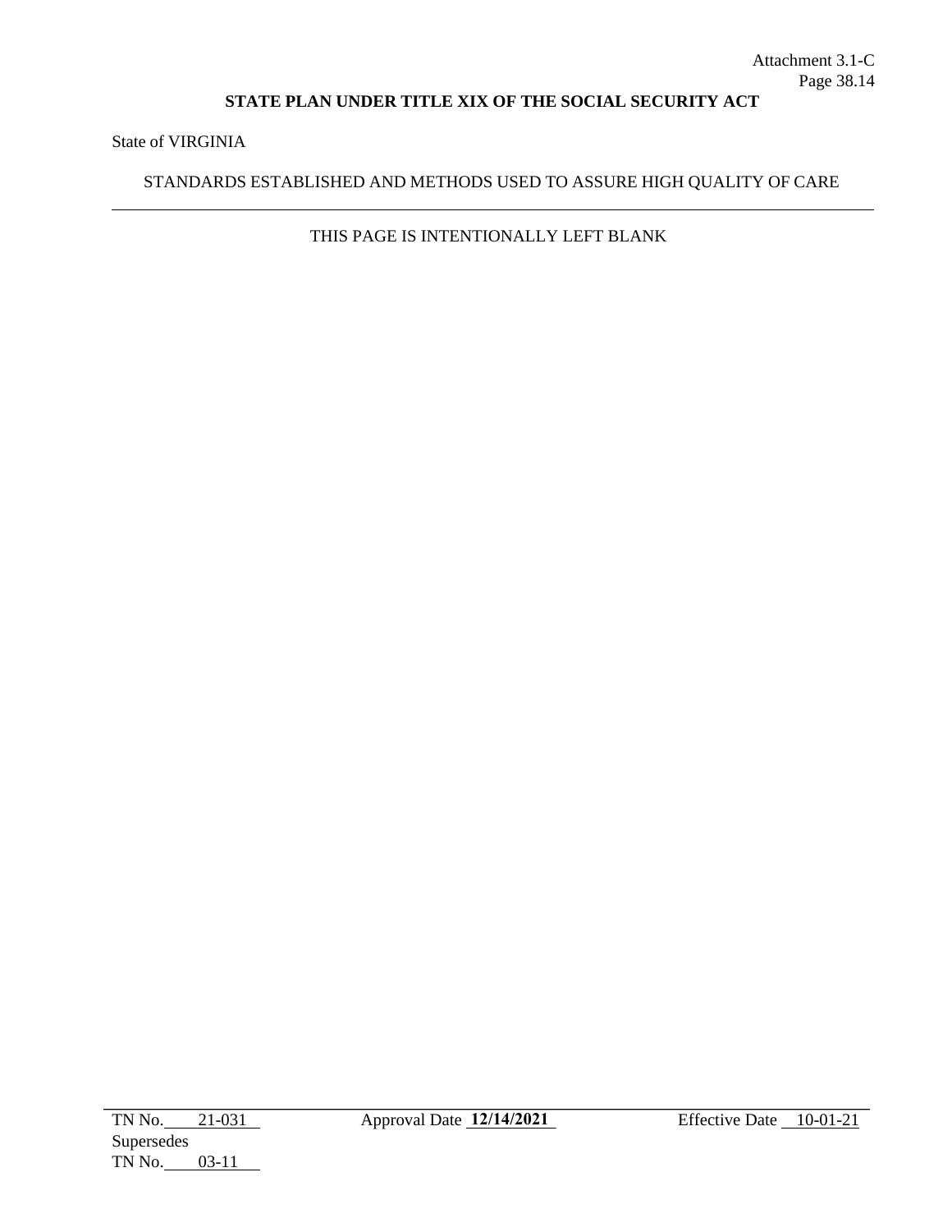**STATE PLAN UNDER TITLE XIX OF THE SOCIAL SECURITY ACT**

State of VIRGINIA

STANDARDS ESTABLISHED AND METHODS USED TO ASSURE HIGH QUALITY OF CARE

---

THIS PAGE IS INTENTIONALLY LEFT BLANK

| | | |
|---|---|---|
| TN No. 21-031 | Approval Date **12/14/2021** | Effective Date 10-01-21 |
| Supersedes | | |
| TN No. 03-11 | | |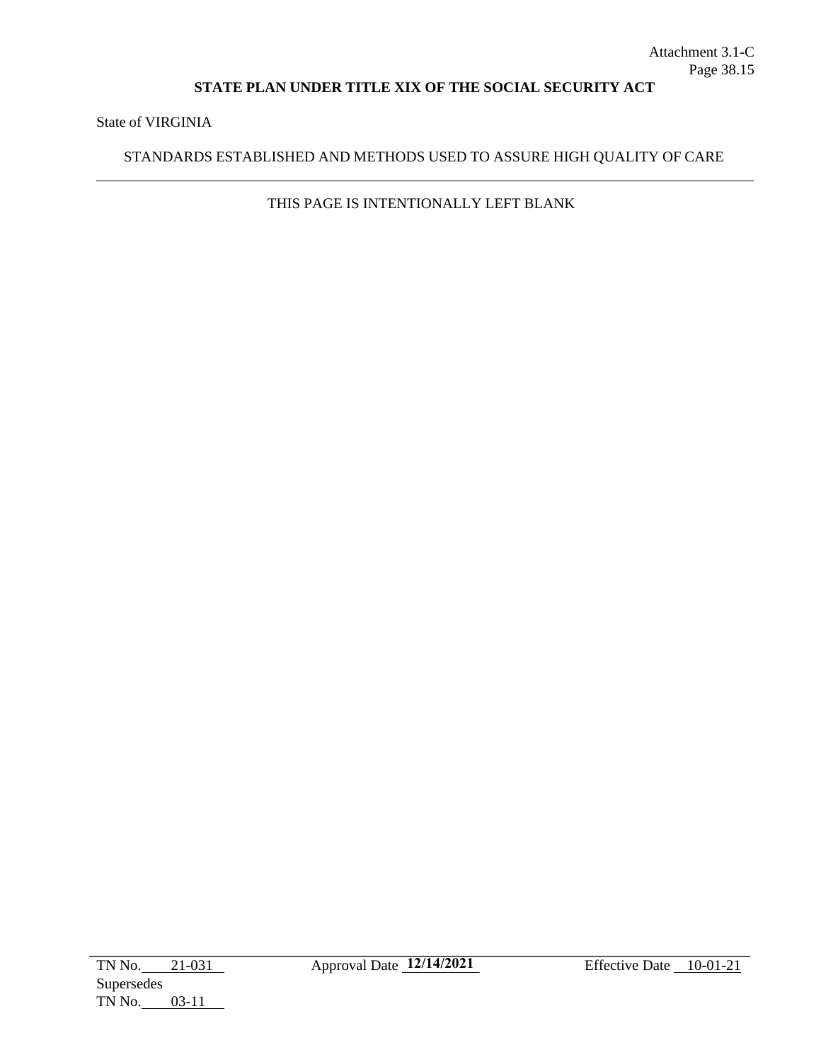STATE PLAN UNDER TITLE XIX OF THE SOCIAL SECURITY ACT

State of VIRGINIA

STANDARDS ESTABLISHED AND METHODS USED TO ASSURE HIGH QUALITY OF CARE

THIS PAGE IS INTENTIONALLY LEFT BLANK

TN No. 21-031 Approval Date 12/14/2021 Effective Date 10-01-21
Supersedes
TN No. 03-11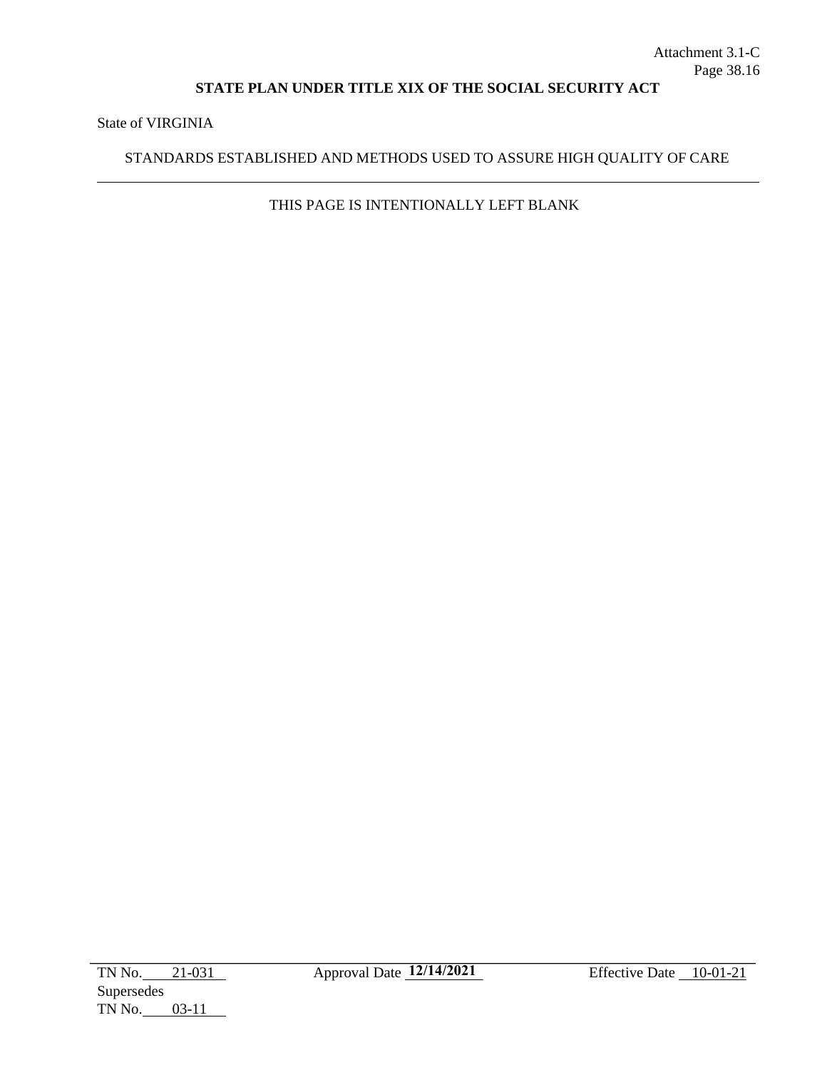**STATE PLAN UNDER TITLE XIX OF THE SOCIAL SECURITY ACT**

State of VIRGINIA

STANDARDS ESTABLISHED AND METHODS USED TO ASSURE HIGH QUALITY OF CARE

---

THIS PAGE IS INTENTIONALLY LEFT BLANK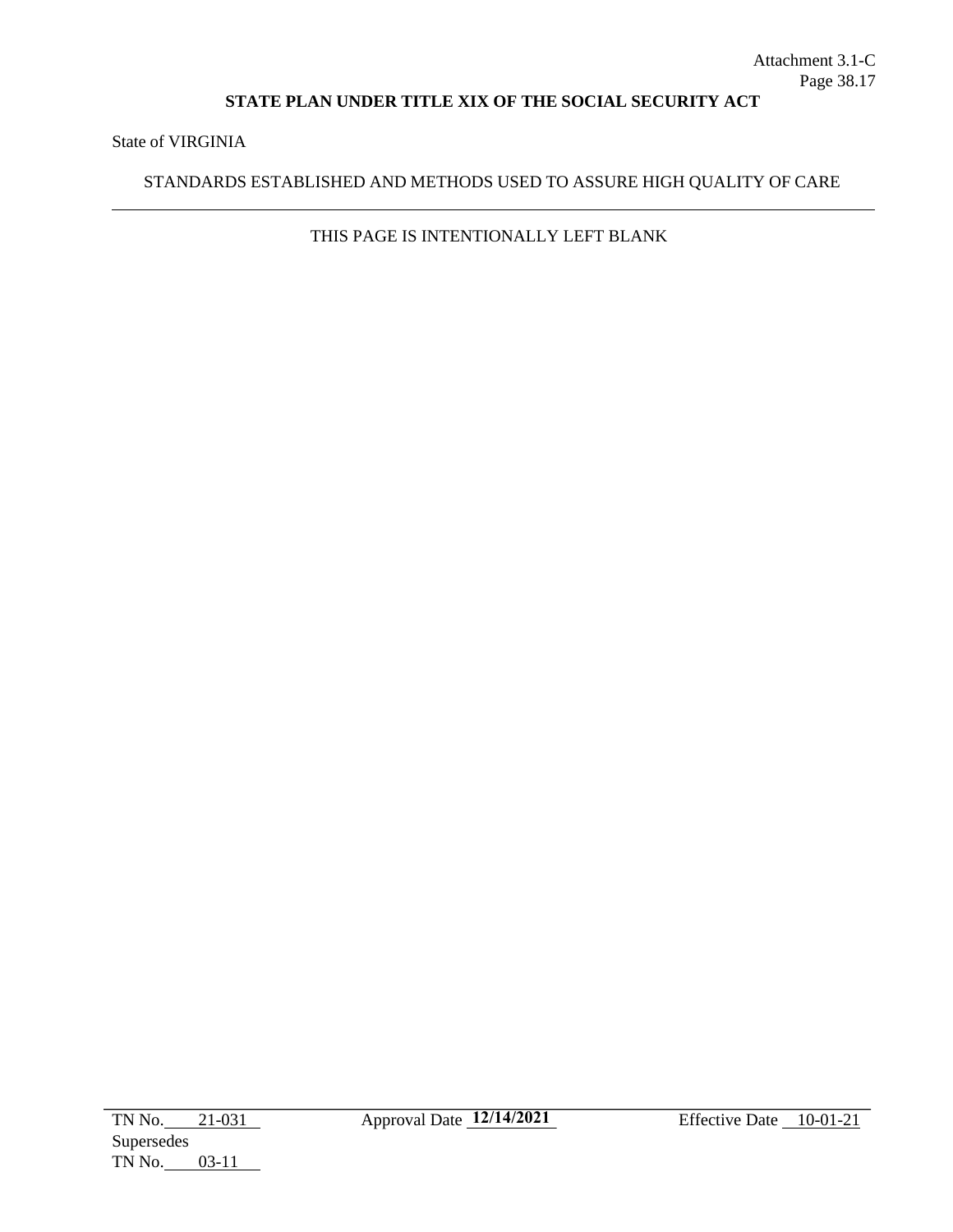Attachment 3.1-C
Page 38.17

**STATE PLAN UNDER TITLE XIX OF THE SOCIAL SECURITY ACT**

State of VIRGINIA

STANDARDS ESTABLISHED AND METHODS USED TO ASSURE HIGH QUALITY OF CARE

---

THIS PAGE IS INTENTIONALLY LEFT BLANK

TN No. 21-031 Approval Date **12/14/2021** Effective Date 10-01-21
Supersedes
TN No. 03-11